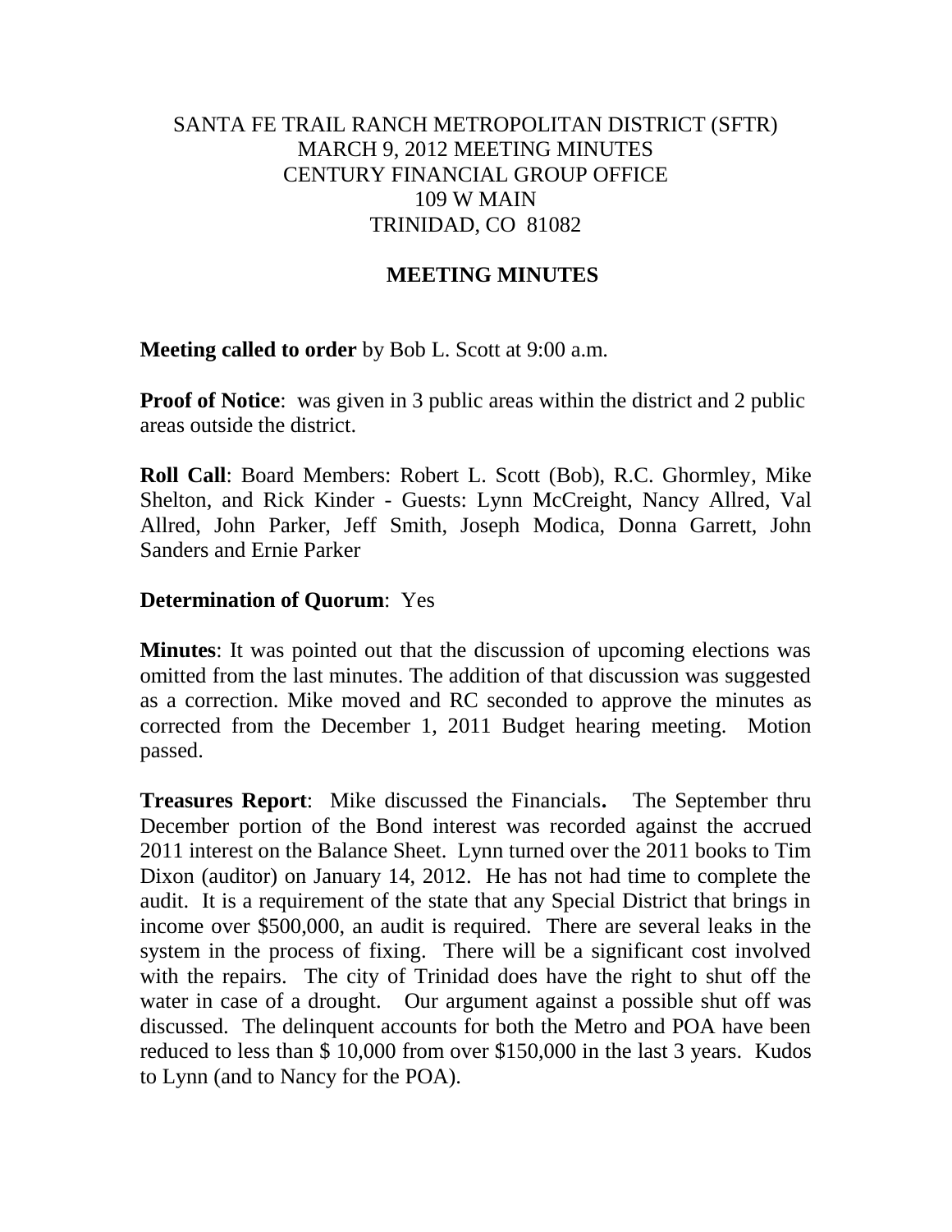# SANTA FE TRAIL RANCH METROPOLITAN DISTRICT (SFTR)
MARCH 9, 2012 MEETING MINUTES
CENTURY FINANCIAL GROUP OFFICE
109 W MAIN
TRINIDAD, CO 81082

## MEETING MINUTES

**Meeting called to order** by Bob L. Scott at 9:00 a.m.

**Proof of Notice**: was given in 3 public areas within the district and 2 public areas outside the district.

**Roll Call**: Board Members: Robert L. Scott (Bob), R.C. Ghormley, Mike Shelton, and Rick Kinder - Guests: Lynn McCreight, Nancy Allred, Val Allred, John Parker, Jeff Smith, Joseph Modica, Donna Garrett, John Sanders and Ernie Parker

**Determination of Quorum**: Yes

**Minutes**: It was pointed out that the discussion of upcoming elections was omitted from the last minutes. The addition of that discussion was suggested as a correction. Mike moved and RC seconded to approve the minutes as corrected from the December 1, 2011 Budget hearing meeting. Motion passed.

**Treasures Report**: Mike discussed the Financials**.** The September thru December portion of the Bond interest was recorded against the accrued 2011 interest on the Balance Sheet. Lynn turned over the 2011 books to Tim Dixon (auditor) on January 14, 2012. He has not had time to complete the audit. It is a requirement of the state that any Special District that brings in income over $500,000, an audit is required. There are several leaks in the system in the process of fixing. There will be a significant cost involved with the repairs. The city of Trinidad does have the right to shut off the water in case of a drought. Our argument against a possible shut off was discussed. The delinquent accounts for both the Metro and POA have been reduced to less than $ 10,000 from over $150,000 in the last 3 years. Kudos to Lynn (and to Nancy for the POA).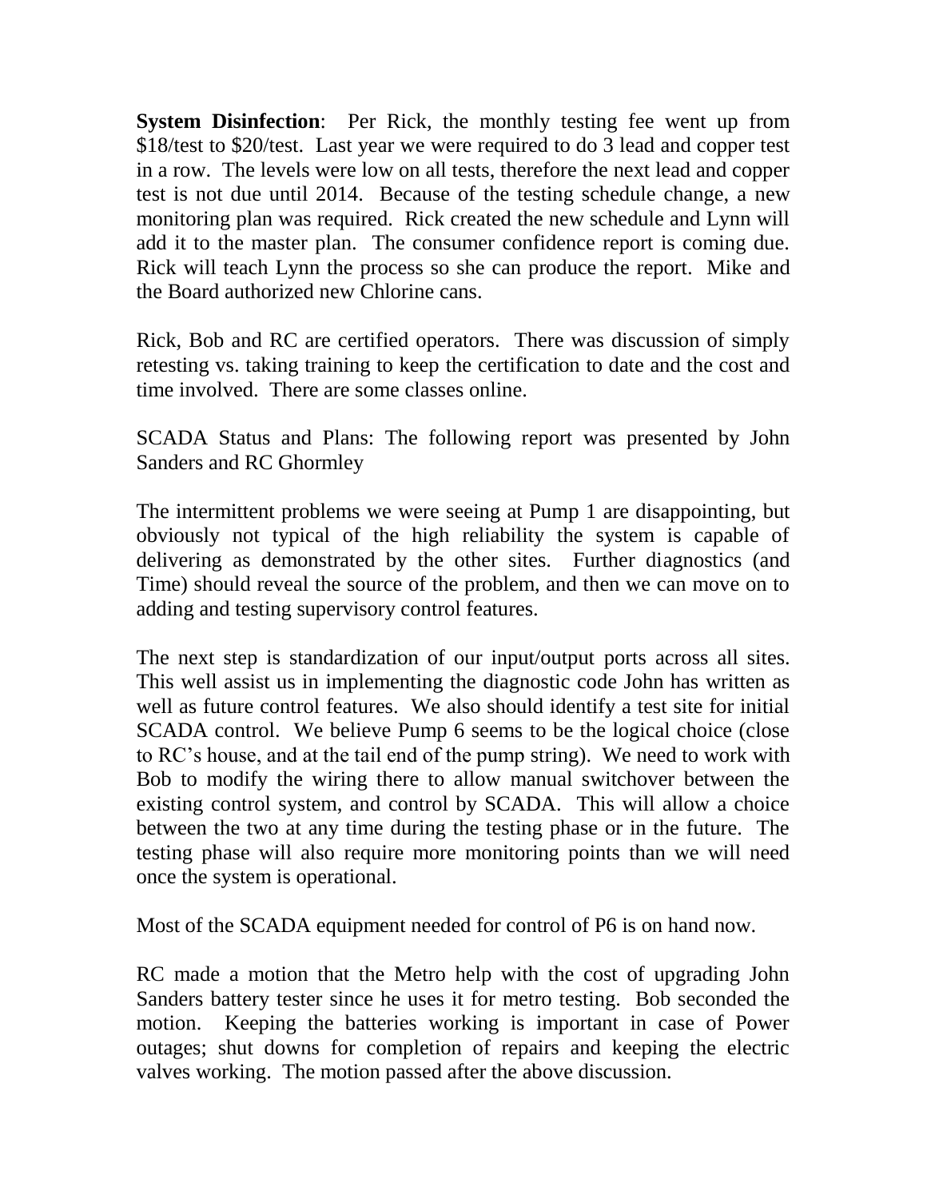**System Disinfection**: Per Rick, the monthly testing fee went up from \$18/test to \$20/test. Last year we were required to do 3 lead and copper test in a row. The levels were low on all tests, therefore the next lead and copper test is not due until 2014. Because of the testing schedule change, a new monitoring plan was required. Rick created the new schedule and Lynn will add it to the master plan. The consumer confidence report is coming due. Rick will teach Lynn the process so she can produce the report. Mike and the Board authorized new Chlorine cans.

Rick, Bob and RC are certified operators. There was discussion of simply retesting vs. taking training to keep the certification to date and the cost and time involved. There are some classes online.

SCADA Status and Plans: The following report was presented by John Sanders and RC Ghormley

The intermittent problems we were seeing at Pump 1 are disappointing, but obviously not typical of the high reliability the system is capable of delivering as demonstrated by the other sites. Further diagnostics (and Time) should reveal the source of the problem, and then we can move on to adding and testing supervisory control features.

The next step is standardization of our input/output ports across all sites. This well assist us in implementing the diagnostic code John has written as well as future control features. We also should identify a test site for initial SCADA control. We believe Pump 6 seems to be the logical choice (close to RC's house, and at the tail end of the pump string). We need to work with Bob to modify the wiring there to allow manual switchover between the existing control system, and control by SCADA. This will allow a choice between the two at any time during the testing phase or in the future. The testing phase will also require more monitoring points than we will need once the system is operational.

Most of the SCADA equipment needed for control of P6 is on hand now.

RC made a motion that the Metro help with the cost of upgrading John Sanders battery tester since he uses it for metro testing. Bob seconded the motion. Keeping the batteries working is important in case of Power outages; shut downs for completion of repairs and keeping the electric valves working. The motion passed after the above discussion.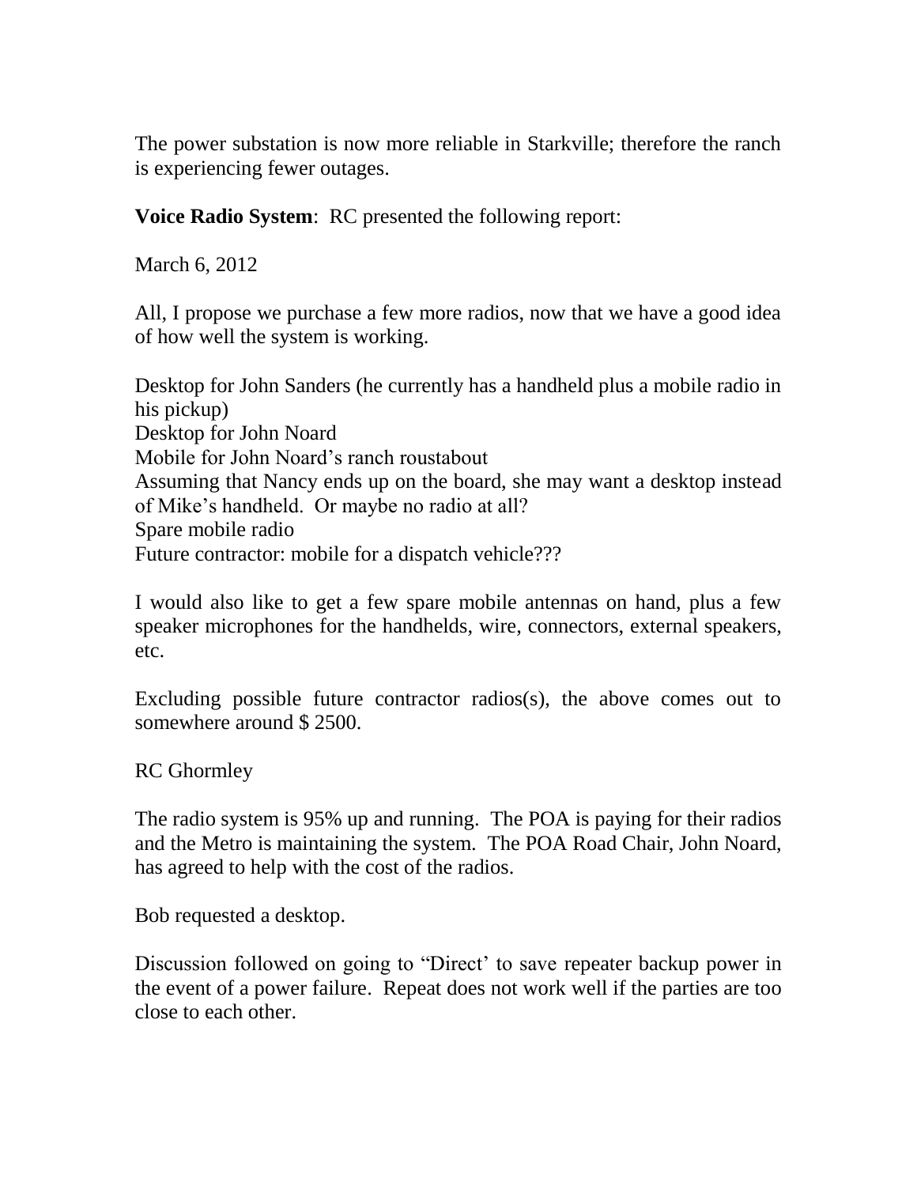The power substation is now more reliable in Starkville; therefore the ranch is experiencing fewer outages.

**Voice Radio System**: RC presented the following report:

March 6, 2012

All, I propose we purchase a few more radios, now that we have a good idea of how well the system is working.

Desktop for John Sanders (he currently has a handheld plus a mobile radio in his pickup)
Desktop for John Noard
Mobile for John Noard's ranch roustabout
Assuming that Nancy ends up on the board, she may want a desktop instead of Mike's handheld. Or maybe no radio at all?
Spare mobile radio
Future contractor: mobile for a dispatch vehicle???

I would also like to get a few spare mobile antennas on hand, plus a few speaker microphones for the handhelds, wire, connectors, external speakers, etc.

Excluding possible future contractor radios(s), the above comes out to somewhere around $ 2500.

RC Ghormley

The radio system is 95% up and running. The POA is paying for their radios and the Metro is maintaining the system. The POA Road Chair, John Noard, has agreed to help with the cost of the radios.

Bob requested a desktop.

Discussion followed on going to "Direct' to save repeater backup power in the event of a power failure. Repeat does not work well if the parties are too close to each other.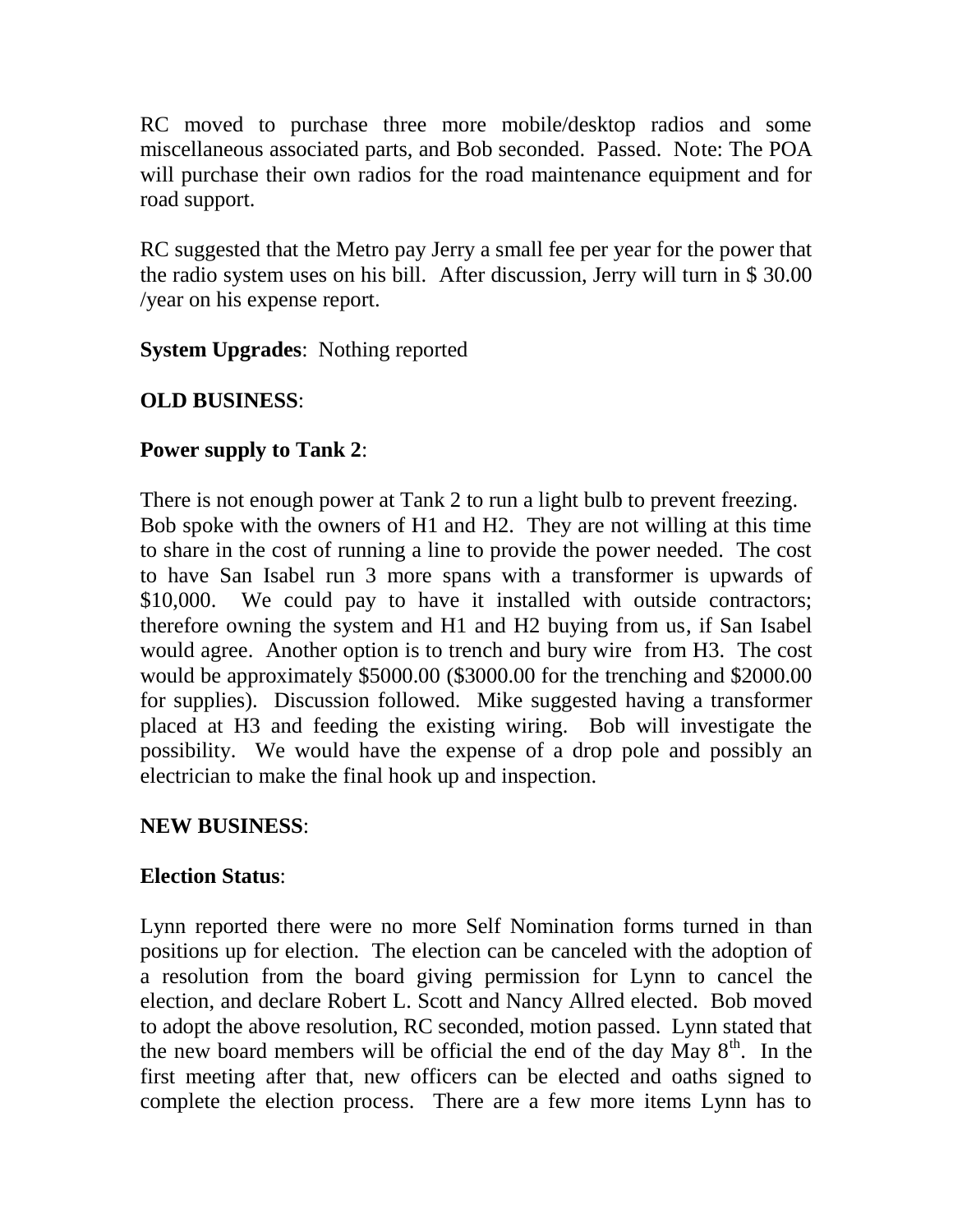RC moved to purchase three more mobile/desktop radios and some miscellaneous associated parts, and Bob seconded. Passed. Note: The POA will purchase their own radios for the road maintenance equipment and for road support.

RC suggested that the Metro pay Jerry a small fee per year for the power that the radio system uses on his bill. After discussion, Jerry will turn in $ 30.00 /year on his expense report.

**System Upgrades**: Nothing reported

**OLD BUSINESS**:

**Power supply to Tank 2**:

There is not enough power at Tank 2 to run a light bulb to prevent freezing. Bob spoke with the owners of H1 and H2. They are not willing at this time to share in the cost of running a line to provide the power needed. The cost to have San Isabel run 3 more spans with a transformer is upwards of $10,000. We could pay to have it installed with outside contractors; therefore owning the system and H1 and H2 buying from us, if San Isabel would agree. Another option is to trench and bury wire from H3. The cost would be approximately $5000.00 ($3000.00 for the trenching and $2000.00 for supplies). Discussion followed. Mike suggested having a transformer placed at H3 and feeding the existing wiring. Bob will investigate the possibility. We would have the expense of a drop pole and possibly an electrician to make the final hook up and inspection.

**NEW BUSINESS**:

**Election Status**:

Lynn reported there were no more Self Nomination forms turned in than positions up for election. The election can be canceled with the adoption of a resolution from the board giving permission for Lynn to cancel the election, and declare Robert L. Scott and Nancy Allred elected. Bob moved to adopt the above resolution, RC seconded, motion passed. Lynn stated that the new board members will be official the end of the day May 8th. In the first meeting after that, new officers can be elected and oaths signed to complete the election process. There are a few more items Lynn has to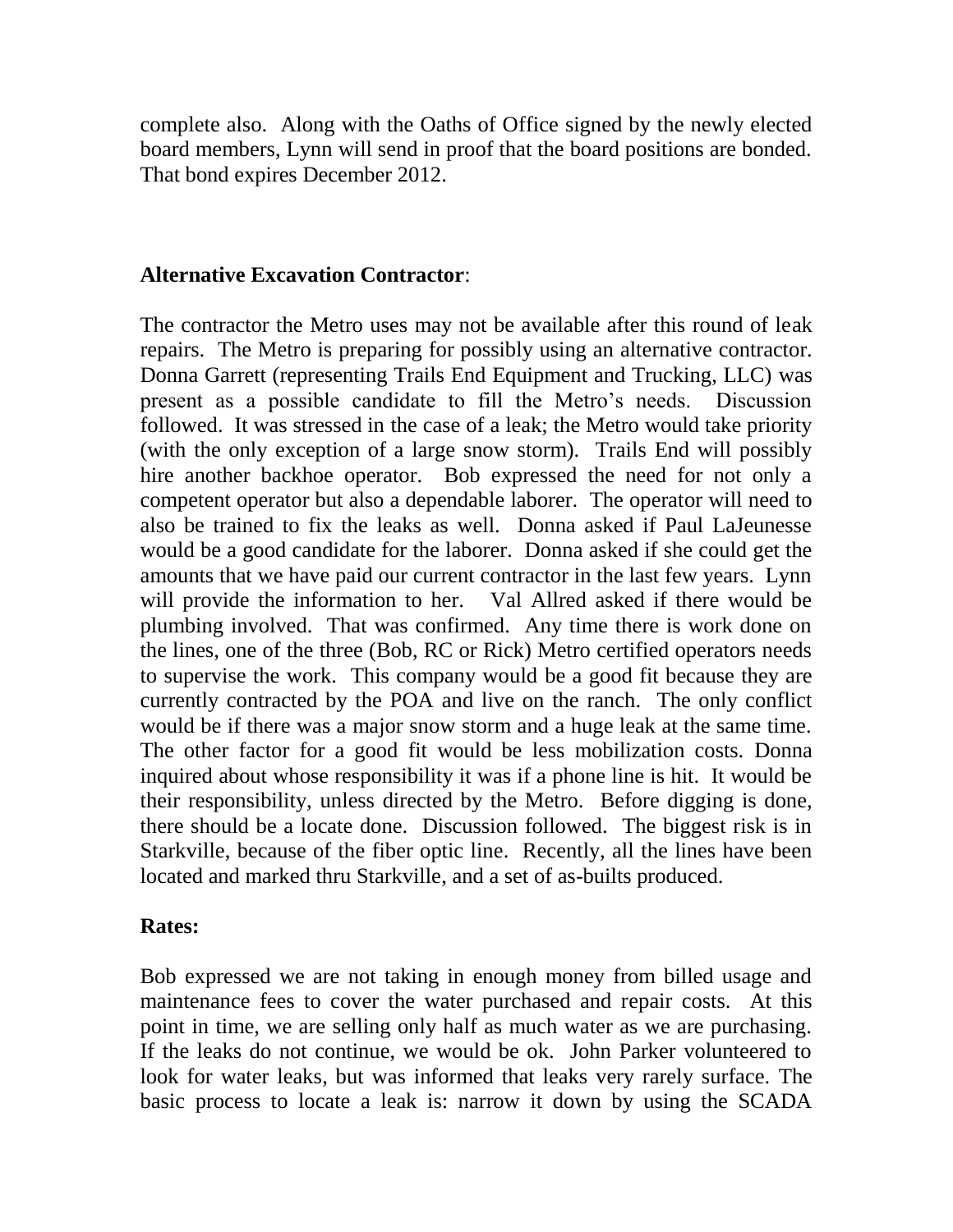complete also. Along with the Oaths of Office signed by the newly elected board members, Lynn will send in proof that the board positions are bonded. That bond expires December 2012.

**Alternative Excavation Contractor**:

The contractor the Metro uses may not be available after this round of leak repairs. The Metro is preparing for possibly using an alternative contractor. Donna Garrett (representing Trails End Equipment and Trucking, LLC) was present as a possible candidate to fill the Metro's needs. Discussion followed. It was stressed in the case of a leak; the Metro would take priority (with the only exception of a large snow storm). Trails End will possibly hire another backhoe operator. Bob expressed the need for not only a competent operator but also a dependable laborer. The operator will need to also be trained to fix the leaks as well. Donna asked if Paul LaJeunesse would be a good candidate for the laborer. Donna asked if she could get the amounts that we have paid our current contractor in the last few years. Lynn will provide the information to her. Val Allred asked if there would be plumbing involved. That was confirmed. Any time there is work done on the lines, one of the three (Bob, RC or Rick) Metro certified operators needs to supervise the work. This company would be a good fit because they are currently contracted by the POA and live on the ranch. The only conflict would be if there was a major snow storm and a huge leak at the same time. The other factor for a good fit would be less mobilization costs. Donna inquired about whose responsibility it was if a phone line is hit. It would be their responsibility, unless directed by the Metro. Before digging is done, there should be a locate done. Discussion followed. The biggest risk is in Starkville, because of the fiber optic line. Recently, all the lines have been located and marked thru Starkville, and a set of as-builts produced.

**Rates:**

Bob expressed we are not taking in enough money from billed usage and maintenance fees to cover the water purchased and repair costs. At this point in time, we are selling only half as much water as we are purchasing. If the leaks do not continue, we would be ok. John Parker volunteered to look for water leaks, but was informed that leaks very rarely surface. The basic process to locate a leak is: narrow it down by using the SCADA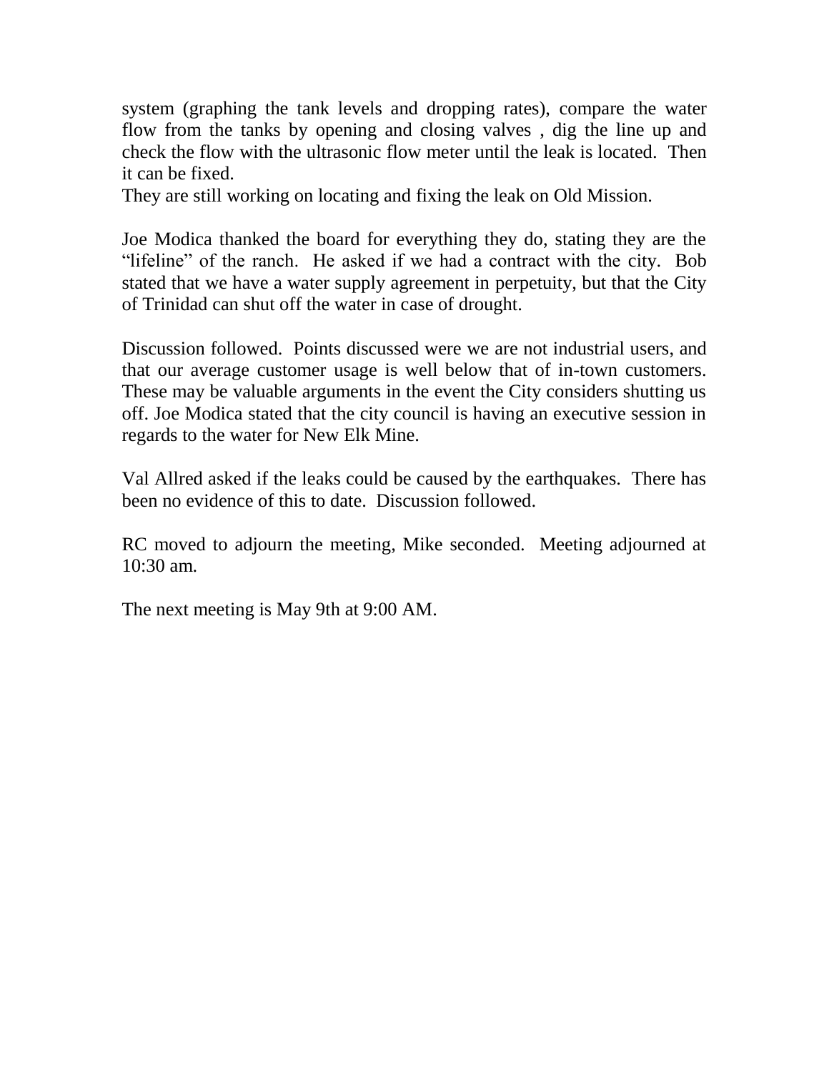system (graphing the tank levels and dropping rates), compare the water flow from the tanks by opening and closing valves , dig the line up and check the flow with the ultrasonic flow meter until the leak is located. Then it can be fixed.
They are still working on locating and fixing the leak on Old Mission.

Joe Modica thanked the board for everything they do, stating they are the "lifeline" of the ranch. He asked if we had a contract with the city. Bob stated that we have a water supply agreement in perpetuity, but that the City of Trinidad can shut off the water in case of drought.

Discussion followed. Points discussed were we are not industrial users, and that our average customer usage is well below that of in-town customers. These may be valuable arguments in the event the City considers shutting us off. Joe Modica stated that the city council is having an executive session in regards to the water for New Elk Mine.

Val Allred asked if the leaks could be caused by the earthquakes. There has been no evidence of this to date. Discussion followed.

RC moved to adjourn the meeting, Mike seconded. Meeting adjourned at 10:30 am.

The next meeting is May 9th at 9:00 AM.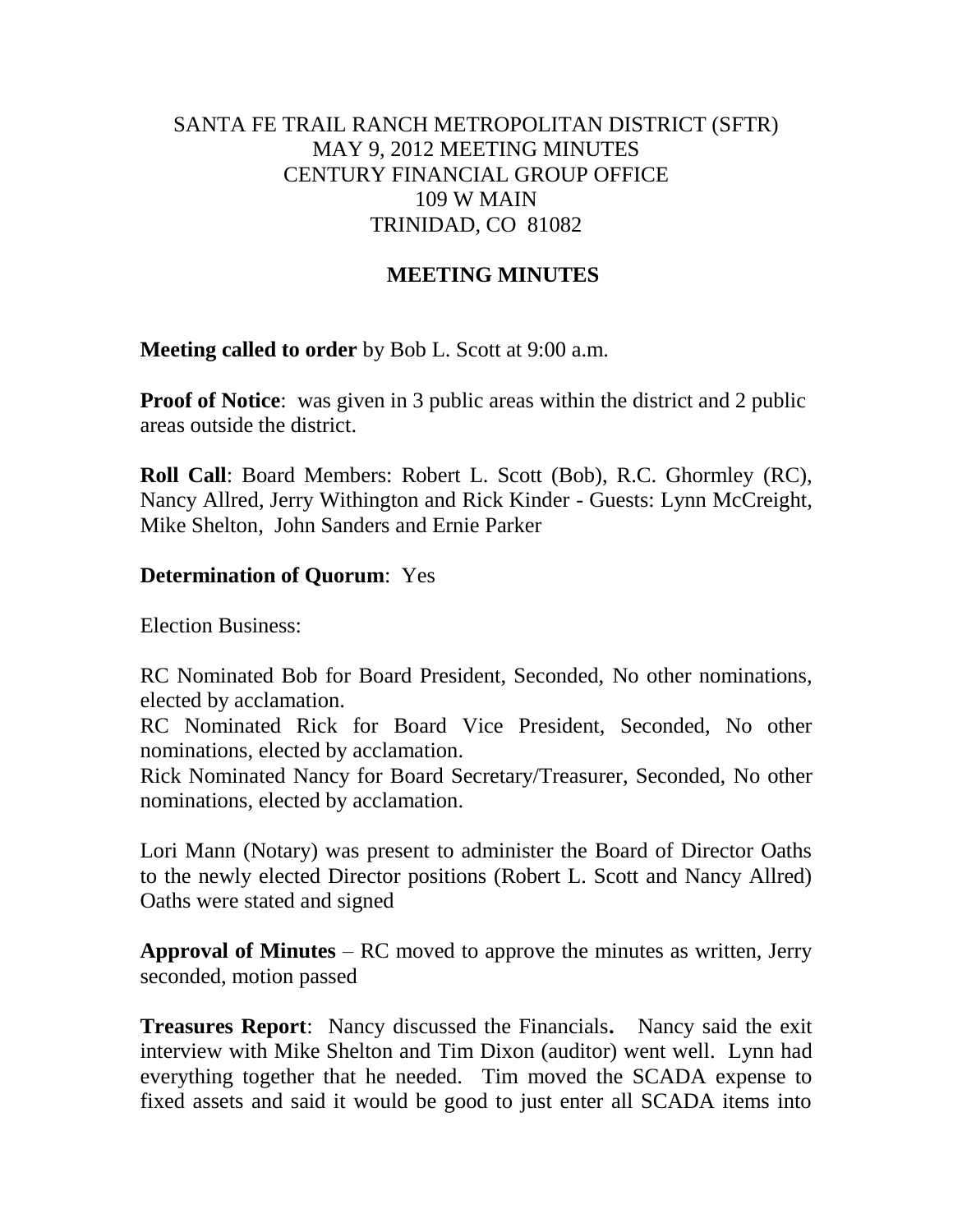SANTA FE TRAIL RANCH METROPOLITAN DISTRICT (SFTR)
MAY 9, 2012 MEETING MINUTES
CENTURY FINANCIAL GROUP OFFICE
109 W MAIN
TRINIDAD, CO 81082

**MEETING MINUTES**

**Meeting called to order** by Bob L. Scott at 9:00 a.m.

**Proof of Notice**: was given in 3 public areas within the district and 2 public areas outside the district.

**Roll Call**: Board Members: Robert L. Scott (Bob), R.C. Ghormley (RC), Nancy Allred, Jerry Withington and Rick Kinder - Guests: Lynn McCreight, Mike Shelton, John Sanders and Ernie Parker

**Determination of Quorum**: Yes

Election Business:

RC Nominated Bob for Board President, Seconded, No other nominations, elected by acclamation.
RC Nominated Rick for Board Vice President, Seconded, No other nominations, elected by acclamation.
Rick Nominated Nancy for Board Secretary/Treasurer, Seconded, No other nominations, elected by acclamation.

Lori Mann (Notary) was present to administer the Board of Director Oaths to the newly elected Director positions (Robert L. Scott and Nancy Allred) Oaths were stated and signed

**Approval of Minutes** – RC moved to approve the minutes as written, Jerry seconded, motion passed

**Treasures Report**: Nancy discussed the Financials**.** Nancy said the exit interview with Mike Shelton and Tim Dixon (auditor) went well. Lynn had everything together that he needed. Tim moved the SCADA expense to fixed assets and said it would be good to just enter all SCADA items into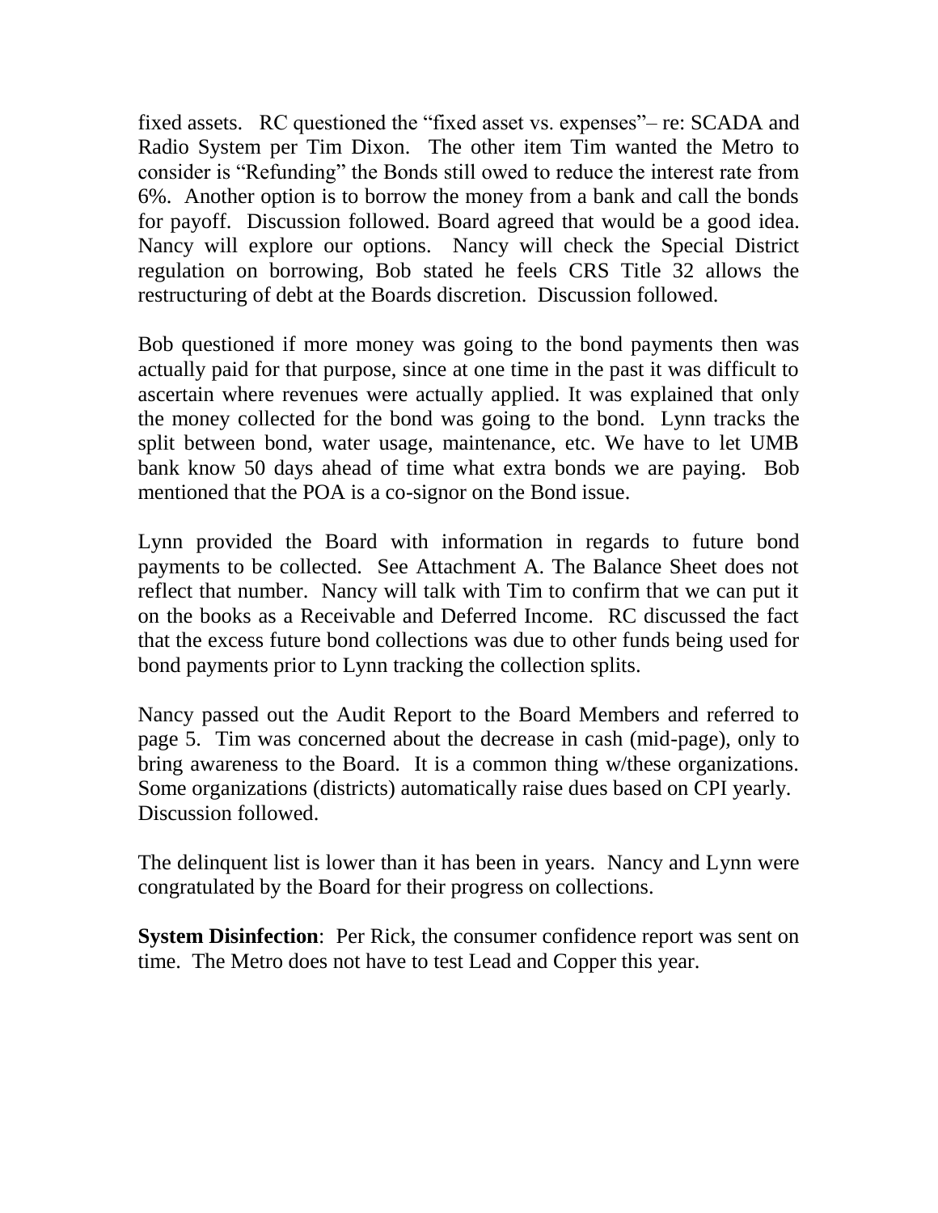fixed assets. RC questioned the "fixed asset vs. expenses"– re: SCADA and Radio System per Tim Dixon. The other item Tim wanted the Metro to consider is "Refunding" the Bonds still owed to reduce the interest rate from 6%. Another option is to borrow the money from a bank and call the bonds for payoff. Discussion followed. Board agreed that would be a good idea. Nancy will explore our options. Nancy will check the Special District regulation on borrowing, Bob stated he feels CRS Title 32 allows the restructuring of debt at the Boards discretion. Discussion followed.

Bob questioned if more money was going to the bond payments then was actually paid for that purpose, since at one time in the past it was difficult to ascertain where revenues were actually applied. It was explained that only the money collected for the bond was going to the bond. Lynn tracks the split between bond, water usage, maintenance, etc. We have to let UMB bank know 50 days ahead of time what extra bonds we are paying. Bob mentioned that the POA is a co-signor on the Bond issue.

Lynn provided the Board with information in regards to future bond payments to be collected. See Attachment A. The Balance Sheet does not reflect that number. Nancy will talk with Tim to confirm that we can put it on the books as a Receivable and Deferred Income. RC discussed the fact that the excess future bond collections was due to other funds being used for bond payments prior to Lynn tracking the collection splits.

Nancy passed out the Audit Report to the Board Members and referred to page 5. Tim was concerned about the decrease in cash (mid-page), only to bring awareness to the Board. It is a common thing w/these organizations. Some organizations (districts) automatically raise dues based on CPI yearly. Discussion followed.

The delinquent list is lower than it has been in years. Nancy and Lynn were congratulated by the Board for their progress on collections.

**System Disinfection**: Per Rick, the consumer confidence report was sent on time. The Metro does not have to test Lead and Copper this year.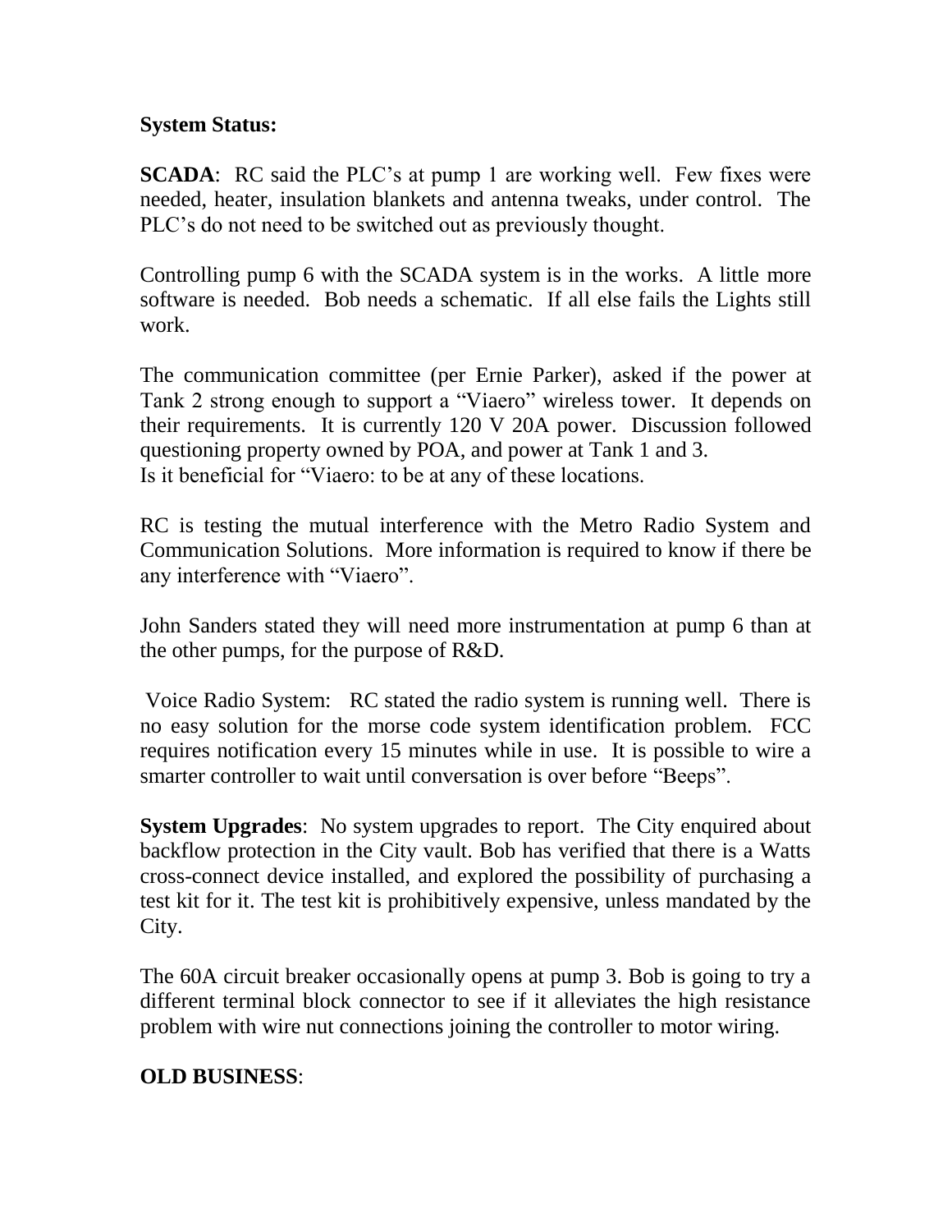**System Status:**

**SCADA**: RC said the PLC's at pump 1 are working well. Few fixes were needed, heater, insulation blankets and antenna tweaks, under control. The PLC's do not need to be switched out as previously thought.

Controlling pump 6 with the SCADA system is in the works. A little more software is needed. Bob needs a schematic. If all else fails the Lights still work.

The communication committee (per Ernie Parker), asked if the power at Tank 2 strong enough to support a "Viaero" wireless tower. It depends on their requirements. It is currently 120 V 20A power. Discussion followed questioning property owned by POA, and power at Tank 1 and 3.
Is it beneficial for "Viaero: to be at any of these locations.

RC is testing the mutual interference with the Metro Radio System and Communication Solutions. More information is required to know if there be any interference with "Viaero".

John Sanders stated they will need more instrumentation at pump 6 than at the other pumps, for the purpose of R&D.

Voice Radio System: RC stated the radio system is running well. There is no easy solution for the morse code system identification problem. FCC requires notification every 15 minutes while in use. It is possible to wire a smarter controller to wait until conversation is over before "Beeps".

**System Upgrades**: No system upgrades to report. The City enquired about backflow protection in the City vault. Bob has verified that there is a Watts cross-connect device installed, and explored the possibility of purchasing a test kit for it. The test kit is prohibitively expensive, unless mandated by the City.

The 60A circuit breaker occasionally opens at pump 3. Bob is going to try a different terminal block connector to see if it alleviates the high resistance problem with wire nut connections joining the controller to motor wiring.

**OLD BUSINESS**: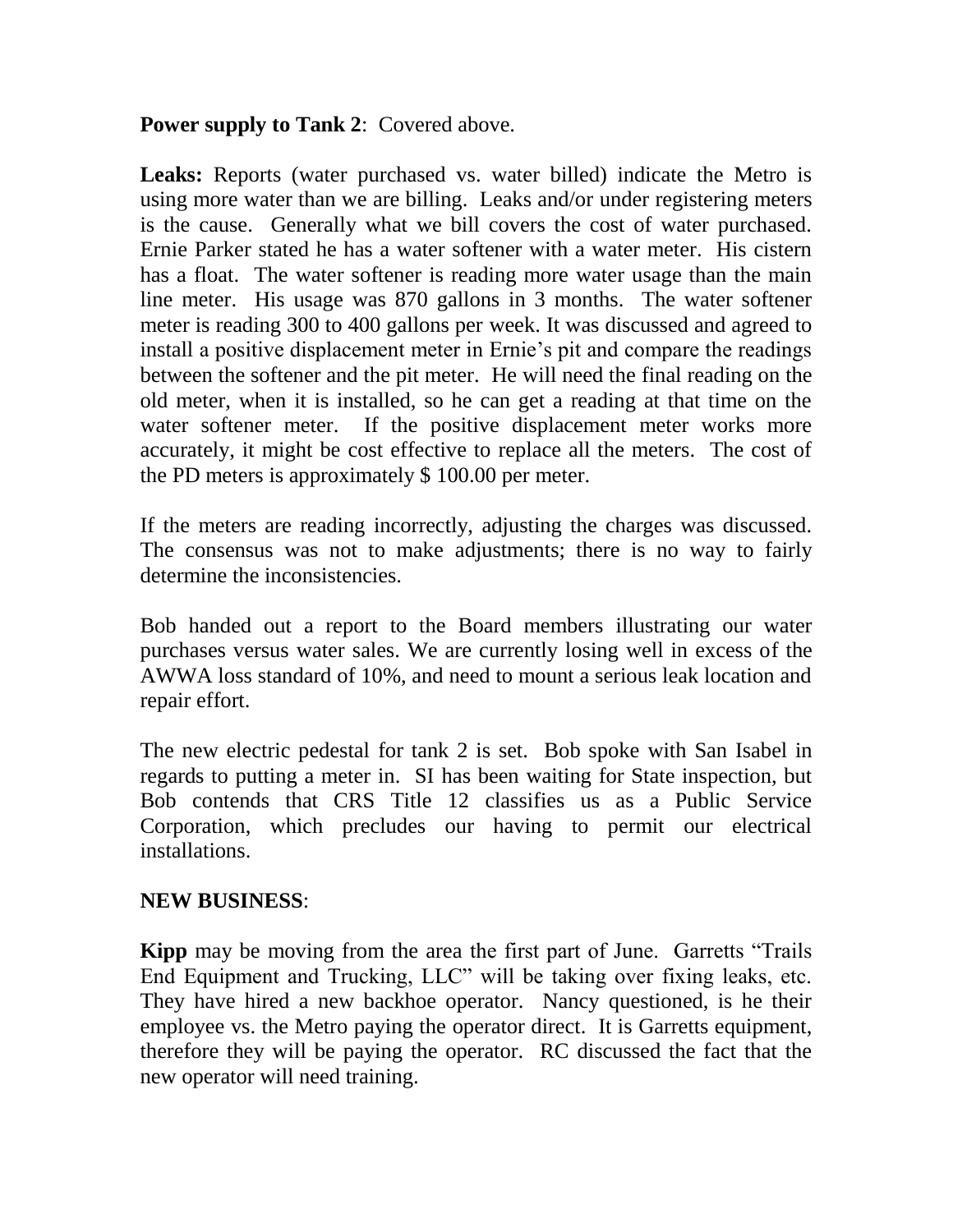**Power supply to Tank 2**: Covered above.

**Leaks:** Reports (water purchased vs. water billed) indicate the Metro is using more water than we are billing. Leaks and/or under registering meters is the cause. Generally what we bill covers the cost of water purchased. Ernie Parker stated he has a water softener with a water meter. His cistern has a float. The water softener is reading more water usage than the main line meter. His usage was 870 gallons in 3 months. The water softener meter is reading 300 to 400 gallons per week. It was discussed and agreed to install a positive displacement meter in Ernie's pit and compare the readings between the softener and the pit meter. He will need the final reading on the old meter, when it is installed, so he can get a reading at that time on the water softener meter. If the positive displacement meter works more accurately, it might be cost effective to replace all the meters. The cost of the PD meters is approximately $ 100.00 per meter.

If the meters are reading incorrectly, adjusting the charges was discussed. The consensus was not to make adjustments; there is no way to fairly determine the inconsistencies.

Bob handed out a report to the Board members illustrating our water purchases versus water sales. We are currently losing well in excess of the AWWA loss standard of 10%, and need to mount a serious leak location and repair effort.

The new electric pedestal for tank 2 is set. Bob spoke with San Isabel in regards to putting a meter in. SI has been waiting for State inspection, but Bob contends that CRS Title 12 classifies us as a Public Service Corporation, which precludes our having to permit our electrical installations.

**NEW BUSINESS**:

**Kipp** may be moving from the area the first part of June. Garretts "Trails End Equipment and Trucking, LLC" will be taking over fixing leaks, etc. They have hired a new backhoe operator. Nancy questioned, is he their employee vs. the Metro paying the operator direct. It is Garretts equipment, therefore they will be paying the operator. RC discussed the fact that the new operator will need training.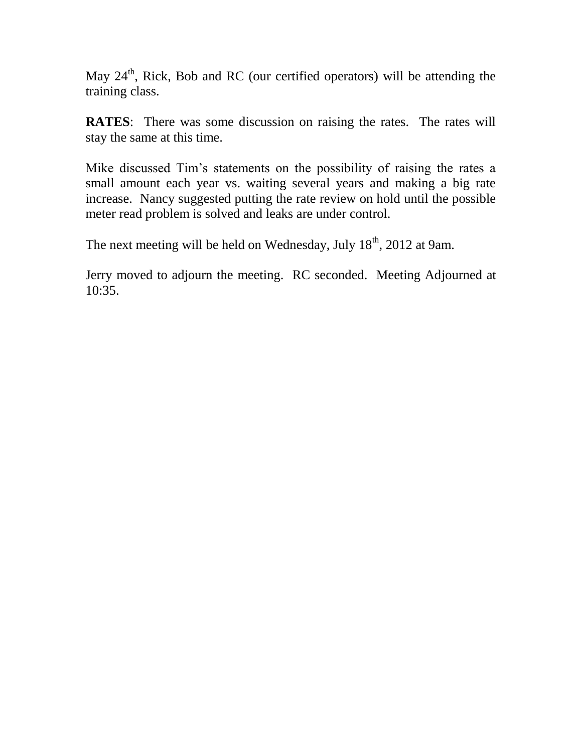May 24th, Rick, Bob and RC (our certified operators) will be attending the training class.

**RATES**: There was some discussion on raising the rates. The rates will stay the same at this time.

Mike discussed Tim's statements on the possibility of raising the rates a small amount each year vs. waiting several years and making a big rate increase. Nancy suggested putting the rate review on hold until the possible meter read problem is solved and leaks are under control.

The next meeting will be held on Wednesday, July 18th, 2012 at 9am.

Jerry moved to adjourn the meeting. RC seconded. Meeting Adjourned at 10:35.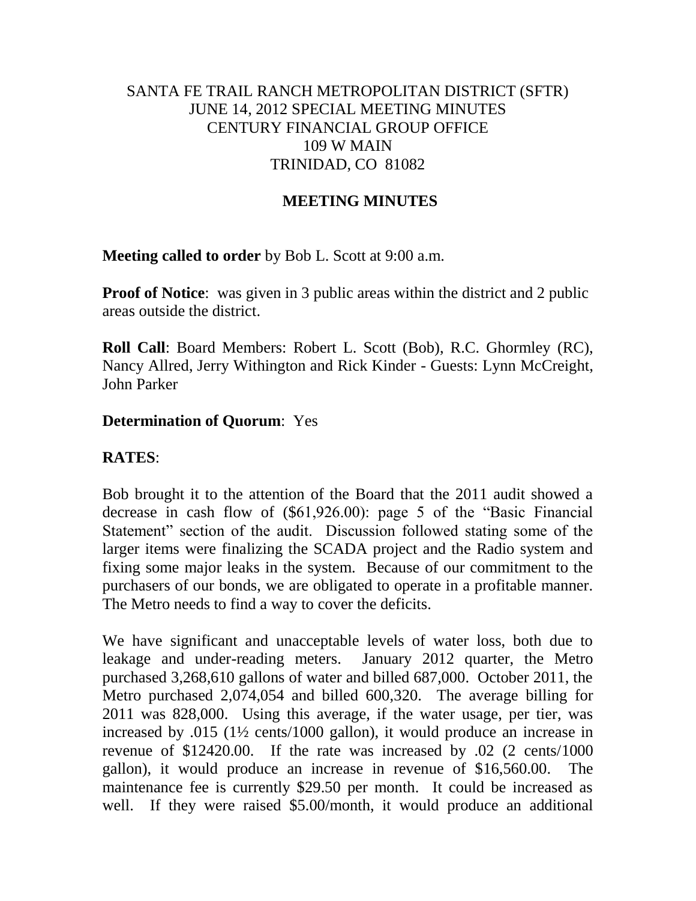SANTA FE TRAIL RANCH METROPOLITAN DISTRICT (SFTR)
JUNE 14, 2012 SPECIAL MEETING MINUTES
CENTURY FINANCIAL GROUP OFFICE
109 W MAIN
TRINIDAD, CO 81082

## MEETING MINUTES

**Meeting called to order** by Bob L. Scott at 9:00 a.m.

**Proof of Notice**: was given in 3 public areas within the district and 2 public areas outside the district.

**Roll Call**: Board Members: Robert L. Scott (Bob), R.C. Ghormley (RC), Nancy Allred, Jerry Withington and Rick Kinder - Guests: Lynn McCreight, John Parker

**Determination of Quorum**: Yes

**RATES**:

Bob brought it to the attention of the Board that the 2011 audit showed a decrease in cash flow of ($61,926.00): page 5 of the "Basic Financial Statement" section of the audit. Discussion followed stating some of the larger items were finalizing the SCADA project and the Radio system and fixing some major leaks in the system. Because of our commitment to the purchasers of our bonds, we are obligated to operate in a profitable manner. The Metro needs to find a way to cover the deficits.

We have significant and unacceptable levels of water loss, both due to leakage and under-reading meters. January 2012 quarter, the Metro purchased 3,268,610 gallons of water and billed 687,000. October 2011, the Metro purchased 2,074,054 and billed 600,320. The average billing for 2011 was 828,000. Using this average, if the water usage, per tier, was increased by .015 (1½ cents/1000 gallon), it would produce an increase in revenue of $12420.00. If the rate was increased by .02 (2 cents/1000 gallon), it would produce an increase in revenue of $16,560.00. The maintenance fee is currently $29.50 per month. It could be increased as well. If they were raised $5.00/month, it would produce an additional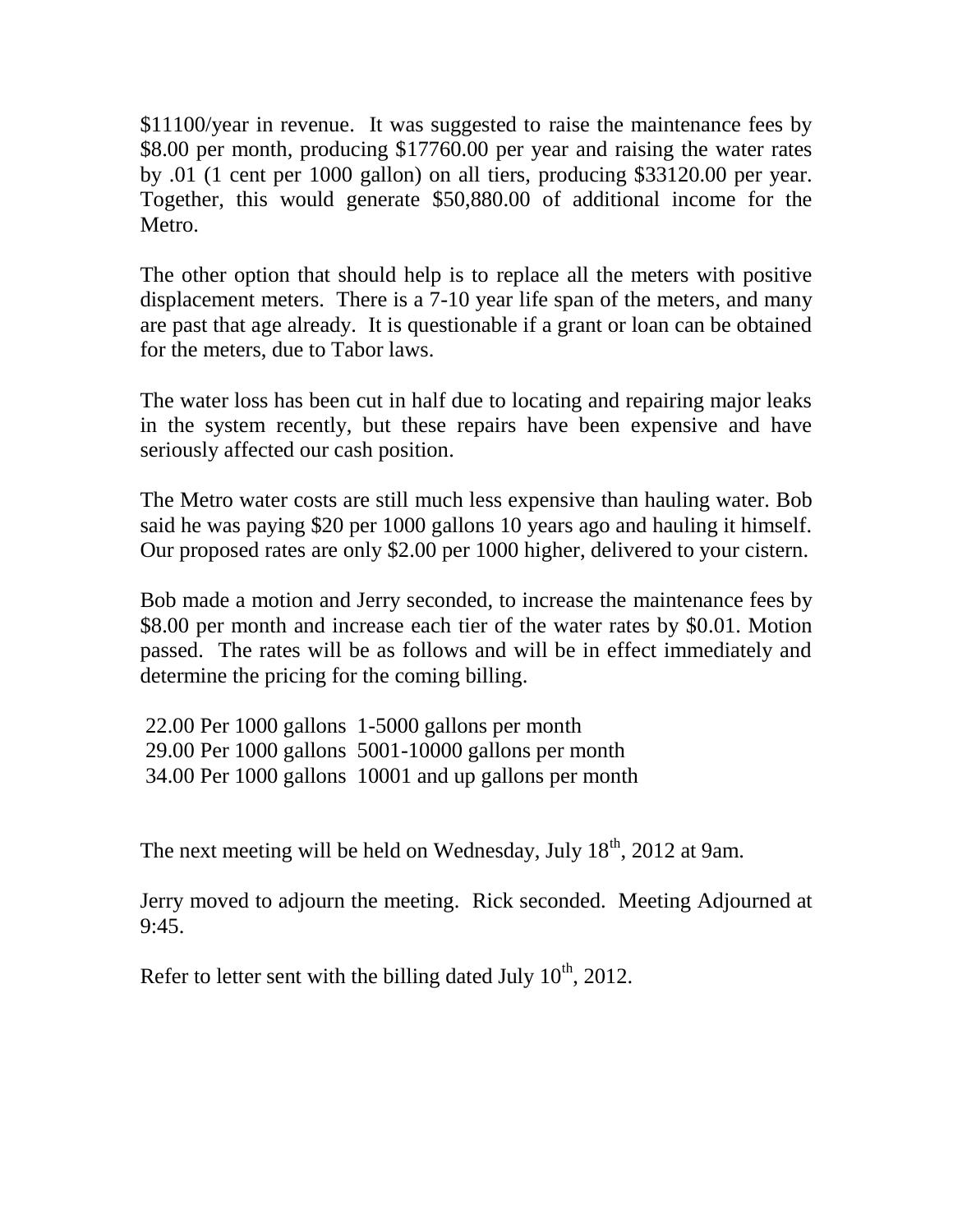$11100/year in revenue. It was suggested to raise the maintenance fees by $8.00 per month, producing $17760.00 per year and raising the water rates by .01 (1 cent per 1000 gallon) on all tiers, producing $33120.00 per year. Together, this would generate $50,880.00 of additional income for the Metro.

The other option that should help is to replace all the meters with positive displacement meters. There is a 7-10 year life span of the meters, and many are past that age already. It is questionable if a grant or loan can be obtained for the meters, due to Tabor laws.

The water loss has been cut in half due to locating and repairing major leaks in the system recently, but these repairs have been expensive and have seriously affected our cash position.

The Metro water costs are still much less expensive than hauling water. Bob said he was paying $20 per 1000 gallons 10 years ago and hauling it himself. Our proposed rates are only $2.00 per 1000 higher, delivered to your cistern.

Bob made a motion and Jerry seconded, to increase the maintenance fees by $8.00 per month and increase each tier of the water rates by $0.01. Motion passed. The rates will be as follows and will be in effect immediately and determine the pricing for the coming billing.

22.00 Per 1000 gallons 1-5000 gallons per month
29.00 Per 1000 gallons 5001-10000 gallons per month
34.00 Per 1000 gallons 10001 and up gallons per month

The next meeting will be held on Wednesday, July 18th, 2012 at 9am.

Jerry moved to adjourn the meeting. Rick seconded. Meeting Adjourned at 9:45.

Refer to letter sent with the billing dated July 10th, 2012.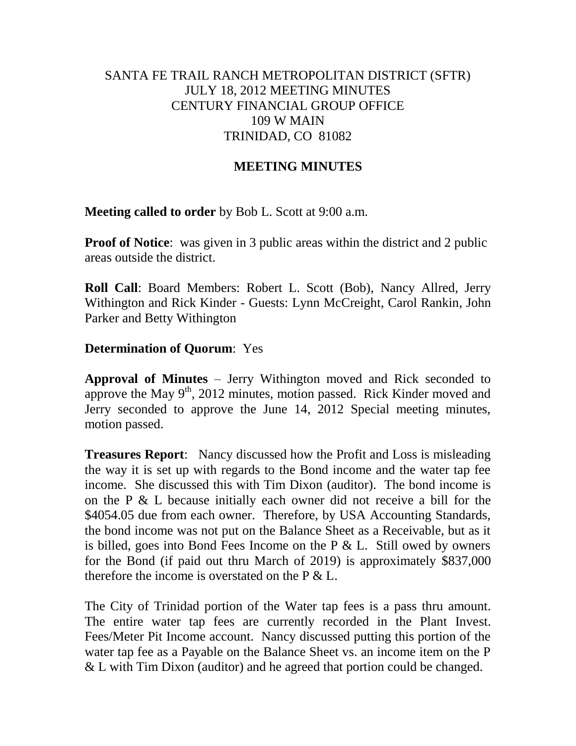SANTA FE TRAIL RANCH METROPOLITAN DISTRICT (SFTR)
JULY 18, 2012 MEETING MINUTES
CENTURY FINANCIAL GROUP OFFICE
109 W MAIN
TRINIDAD, CO 81082

## MEETING MINUTES

**Meeting called to order** by Bob L. Scott at 9:00 a.m.

**Proof of Notice**: was given in 3 public areas within the district and 2 public areas outside the district.

**Roll Call**: Board Members: Robert L. Scott (Bob), Nancy Allred, Jerry Withington and Rick Kinder - Guests: Lynn McCreight, Carol Rankin, John Parker and Betty Withington

**Determination of Quorum**: Yes

**Approval of Minutes** – Jerry Withington moved and Rick seconded to approve the May 9th, 2012 minutes, motion passed. Rick Kinder moved and Jerry seconded to approve the June 14, 2012 Special meeting minutes, motion passed.

**Treasures Report**: Nancy discussed how the Profit and Loss is misleading the way it is set up with regards to the Bond income and the water tap fee income. She discussed this with Tim Dixon (auditor). The bond income is on the P & L because initially each owner did not receive a bill for the $4054.05 due from each owner. Therefore, by USA Accounting Standards, the bond income was not put on the Balance Sheet as a Receivable, but as it is billed, goes into Bond Fees Income on the P & L. Still owed by owners for the Bond (if paid out thru March of 2019) is approximately $837,000 therefore the income is overstated on the P & L.

The City of Trinidad portion of the Water tap fees is a pass thru amount. The entire water tap fees are currently recorded in the Plant Invest. Fees/Meter Pit Income account. Nancy discussed putting this portion of the water tap fee as a Payable on the Balance Sheet vs. an income item on the P & L with Tim Dixon (auditor) and he agreed that portion could be changed.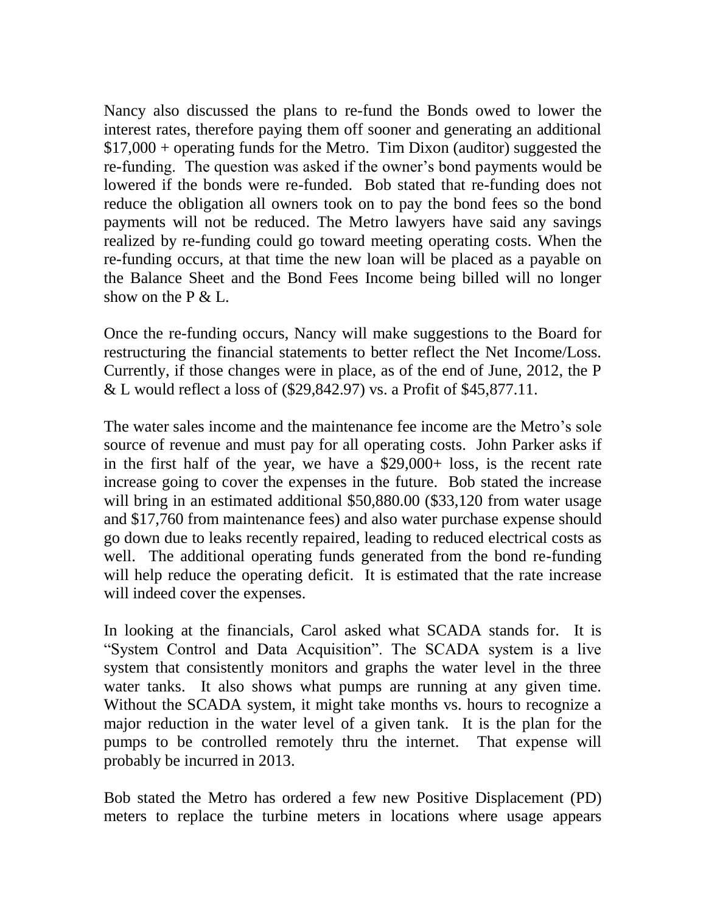Nancy also discussed the plans to re-fund the Bonds owed to lower the interest rates, therefore paying them off sooner and generating an additional $17,000 + operating funds for the Metro. Tim Dixon (auditor) suggested the re-funding. The question was asked if the owner's bond payments would be lowered if the bonds were re-funded. Bob stated that re-funding does not reduce the obligation all owners took on to pay the bond fees so the bond payments will not be reduced. The Metro lawyers have said any savings realized by re-funding could go toward meeting operating costs. When the re-funding occurs, at that time the new loan will be placed as a payable on the Balance Sheet and the Bond Fees Income being billed will no longer show on the P & L.

Once the re-funding occurs, Nancy will make suggestions to the Board for restructuring the financial statements to better reflect the Net Income/Loss. Currently, if those changes were in place, as of the end of June, 2012, the P & L would reflect a loss of ($29,842.97) vs. a Profit of $45,877.11.

The water sales income and the maintenance fee income are the Metro's sole source of revenue and must pay for all operating costs. John Parker asks if in the first half of the year, we have a $29,000+ loss, is the recent rate increase going to cover the expenses in the future. Bob stated the increase will bring in an estimated additional $50,880.00 ($33,120 from water usage and $17,760 from maintenance fees) and also water purchase expense should go down due to leaks recently repaired, leading to reduced electrical costs as well. The additional operating funds generated from the bond re-funding will help reduce the operating deficit. It is estimated that the rate increase will indeed cover the expenses.

In looking at the financials, Carol asked what SCADA stands for. It is "System Control and Data Acquisition". The SCADA system is a live system that consistently monitors and graphs the water level in the three water tanks. It also shows what pumps are running at any given time. Without the SCADA system, it might take months vs. hours to recognize a major reduction in the water level of a given tank. It is the plan for the pumps to be controlled remotely thru the internet. That expense will probably be incurred in 2013.

Bob stated the Metro has ordered a few new Positive Displacement (PD) meters to replace the turbine meters in locations where usage appears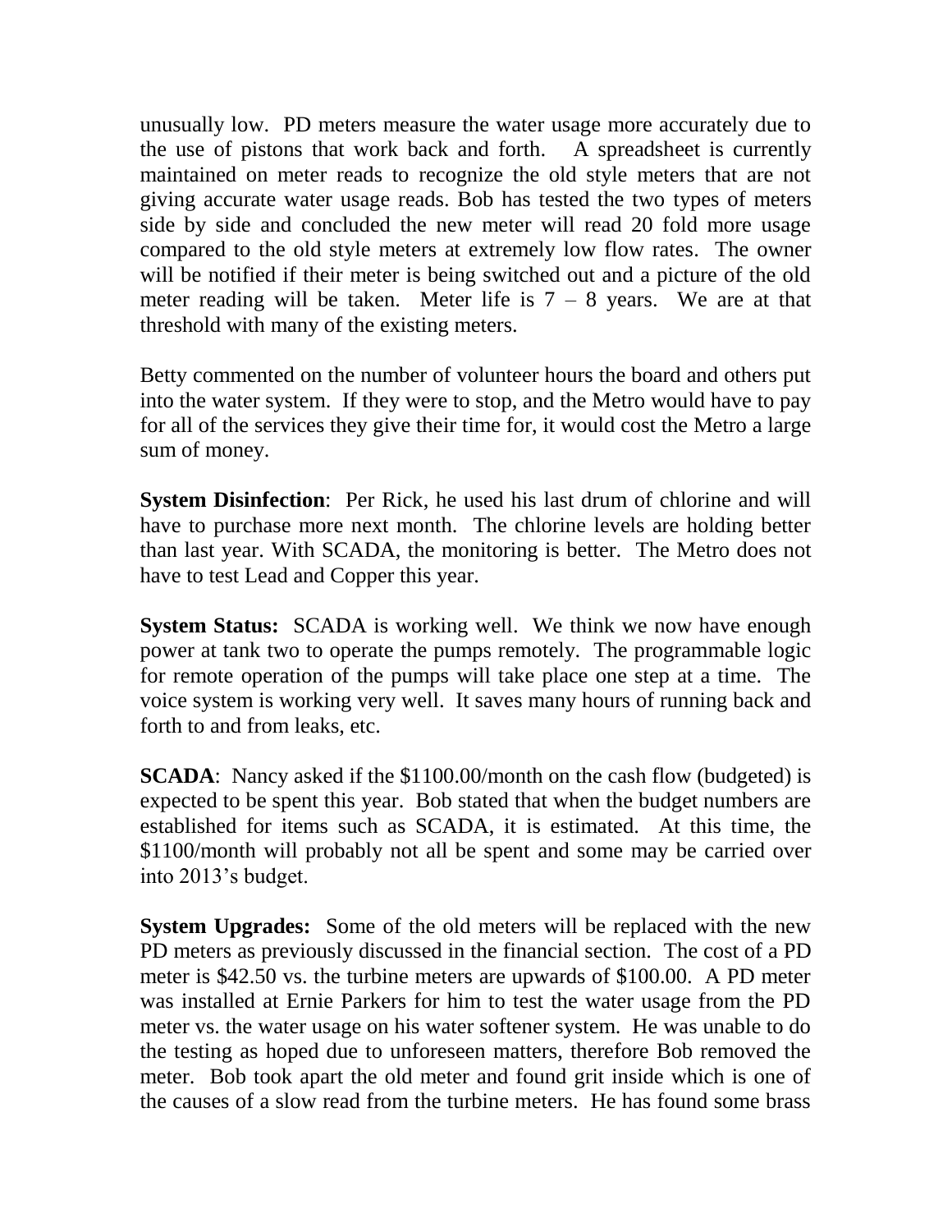unusually low. PD meters measure the water usage more accurately due to the use of pistons that work back and forth. A spreadsheet is currently maintained on meter reads to recognize the old style meters that are not giving accurate water usage reads. Bob has tested the two types of meters side by side and concluded the new meter will read 20 fold more usage compared to the old style meters at extremely low flow rates. The owner will be notified if their meter is being switched out and a picture of the old meter reading will be taken. Meter life is 7 – 8 years. We are at that threshold with many of the existing meters.

Betty commented on the number of volunteer hours the board and others put into the water system. If they were to stop, and the Metro would have to pay for all of the services they give their time for, it would cost the Metro a large sum of money.

**System Disinfection**: Per Rick, he used his last drum of chlorine and will have to purchase more next month. The chlorine levels are holding better than last year. With SCADA, the monitoring is better. The Metro does not have to test Lead and Copper this year.

**System Status:** SCADA is working well. We think we now have enough power at tank two to operate the pumps remotely. The programmable logic for remote operation of the pumps will take place one step at a time. The voice system is working very well. It saves many hours of running back and forth to and from leaks, etc.

**SCADA**: Nancy asked if the $1100.00/month on the cash flow (budgeted) is expected to be spent this year. Bob stated that when the budget numbers are established for items such as SCADA, it is estimated. At this time, the $1100/month will probably not all be spent and some may be carried over into 2013's budget.

**System Upgrades:** Some of the old meters will be replaced with the new PD meters as previously discussed in the financial section. The cost of a PD meter is $42.50 vs. the turbine meters are upwards of $100.00. A PD meter was installed at Ernie Parkers for him to test the water usage from the PD meter vs. the water usage on his water softener system. He was unable to do the testing as hoped due to unforeseen matters, therefore Bob removed the meter. Bob took apart the old meter and found grit inside which is one of the causes of a slow read from the turbine meters. He has found some brass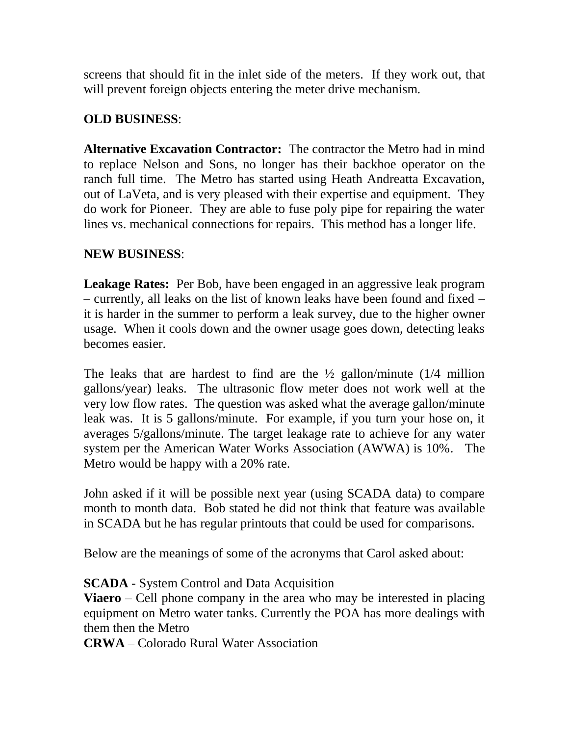screens that should fit in the inlet side of the meters. If they work out, that will prevent foreign objects entering the meter drive mechanism.

**OLD BUSINESS**:

**Alternative Excavation Contractor:** The contractor the Metro had in mind to replace Nelson and Sons, no longer has their backhoe operator on the ranch full time. The Metro has started using Heath Andreatta Excavation, out of LaVeta, and is very pleased with their expertise and equipment. They do work for Pioneer. They are able to fuse poly pipe for repairing the water lines vs. mechanical connections for repairs. This method has a longer life.

**NEW BUSINESS**:

**Leakage Rates:** Per Bob, have been engaged in an aggressive leak program – currently, all leaks on the list of known leaks have been found and fixed – it is harder in the summer to perform a leak survey, due to the higher owner usage. When it cools down and the owner usage goes down, detecting leaks becomes easier.

The leaks that are hardest to find are the ½ gallon/minute (1/4 million gallons/year) leaks. The ultrasonic flow meter does not work well at the very low flow rates. The question was asked what the average gallon/minute leak was. It is 5 gallons/minute. For example, if you turn your hose on, it averages 5/gallons/minute. The target leakage rate to achieve for any water system per the American Water Works Association (AWWA) is 10%. The Metro would be happy with a 20% rate.

John asked if it will be possible next year (using SCADA data) to compare month to month data. Bob stated he did not think that feature was available in SCADA but he has regular printouts that could be used for comparisons.

Below are the meanings of some of the acronyms that Carol asked about:

**SCADA** - System Control and Data Acquisition
**Viaero** – Cell phone company in the area who may be interested in placing equipment on Metro water tanks. Currently the POA has more dealings with them then the Metro
**CRWA** – Colorado Rural Water Association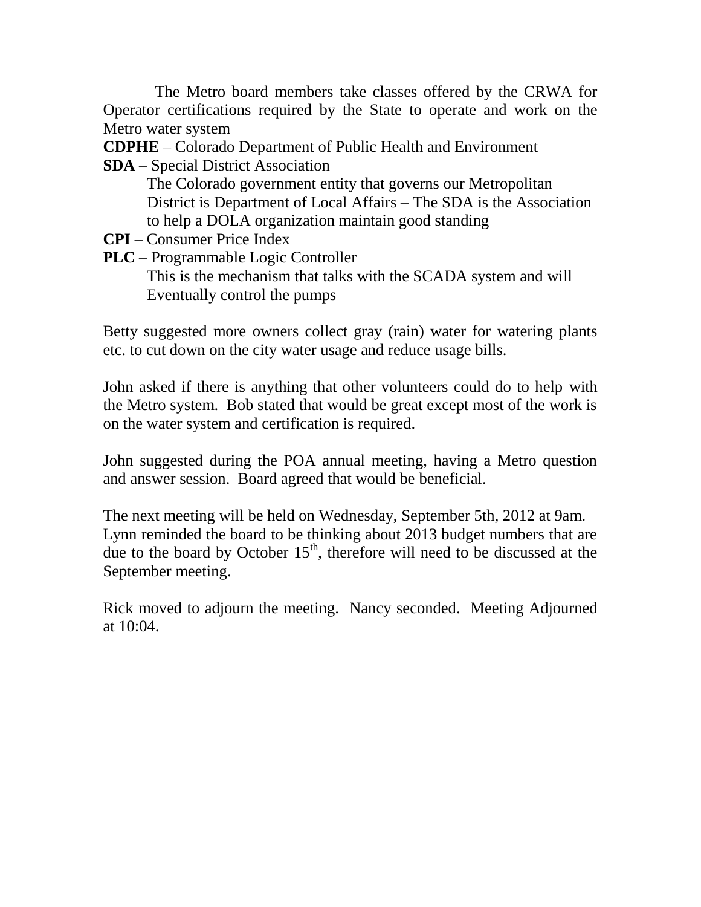The Metro board members take classes offered by the CRWA for Operator certifications required by the State to operate and work on the Metro water system

**CDPHE** – Colorado Department of Public Health and Environment

**SDA** – Special District Association

The Colorado government entity that governs our Metropolitan District is Department of Local Affairs – The SDA is the Association to help a DOLA organization maintain good standing

**CPI** – Consumer Price Index

**PLC** – Programmable Logic Controller

This is the mechanism that talks with the SCADA system and will Eventually control the pumps

Betty suggested more owners collect gray (rain) water for watering plants etc. to cut down on the city water usage and reduce usage bills.

John asked if there is anything that other volunteers could do to help with the Metro system. Bob stated that would be great except most of the work is on the water system and certification is required.

John suggested during the POA annual meeting, having a Metro question and answer session. Board agreed that would be beneficial.

The next meeting will be held on Wednesday, September 5th, 2012 at 9am. Lynn reminded the board to be thinking about 2013 budget numbers that are due to the board by October 15th, therefore will need to be discussed at the September meeting.

Rick moved to adjourn the meeting. Nancy seconded. Meeting Adjourned at 10:04.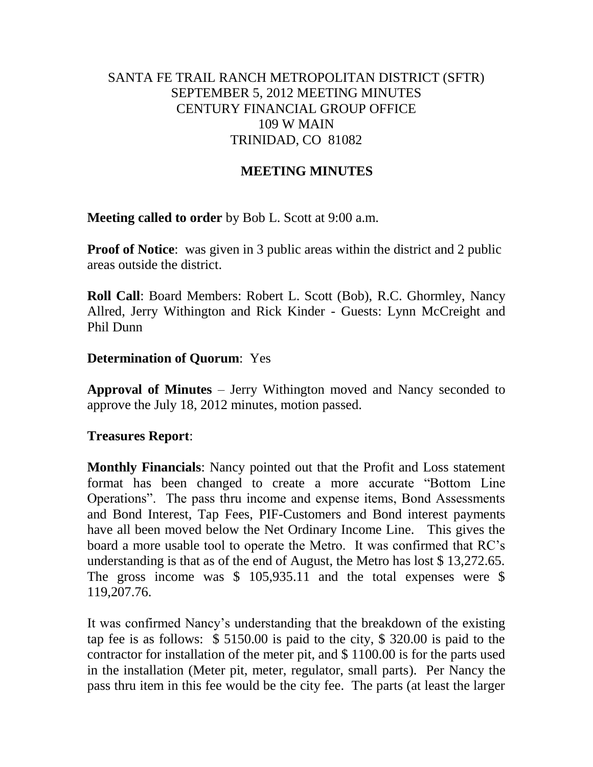SANTA FE TRAIL RANCH METROPOLITAN DISTRICT (SFTR)
SEPTEMBER 5, 2012 MEETING MINUTES
CENTURY FINANCIAL GROUP OFFICE
109 W MAIN
TRINIDAD, CO 81082

## MEETING MINUTES

**Meeting called to order** by Bob L. Scott at 9:00 a.m.

**Proof of Notice**: was given in 3 public areas within the district and 2 public areas outside the district.

**Roll Call**: Board Members: Robert L. Scott (Bob), R.C. Ghormley, Nancy Allred, Jerry Withington and Rick Kinder - Guests: Lynn McCreight and Phil Dunn

**Determination of Quorum**: Yes

**Approval of Minutes** – Jerry Withington moved and Nancy seconded to approve the July 18, 2012 minutes, motion passed.

**Treasures Report**:

**Monthly Financials**: Nancy pointed out that the Profit and Loss statement format has been changed to create a more accurate "Bottom Line Operations". The pass thru income and expense items, Bond Assessments and Bond Interest, Tap Fees, PIF-Customers and Bond interest payments have all been moved below the Net Ordinary Income Line. This gives the board a more usable tool to operate the Metro. It was confirmed that RC's understanding is that as of the end of August, the Metro has lost $ 13,272.65. The gross income was $ 105,935.11 and the total expenses were $ 119,207.76.

It was confirmed Nancy's understanding that the breakdown of the existing tap fee is as follows: $ 5150.00 is paid to the city, $ 320.00 is paid to the contractor for installation of the meter pit, and $ 1100.00 is for the parts used in the installation (Meter pit, meter, regulator, small parts). Per Nancy the pass thru item in this fee would be the city fee. The parts (at least the larger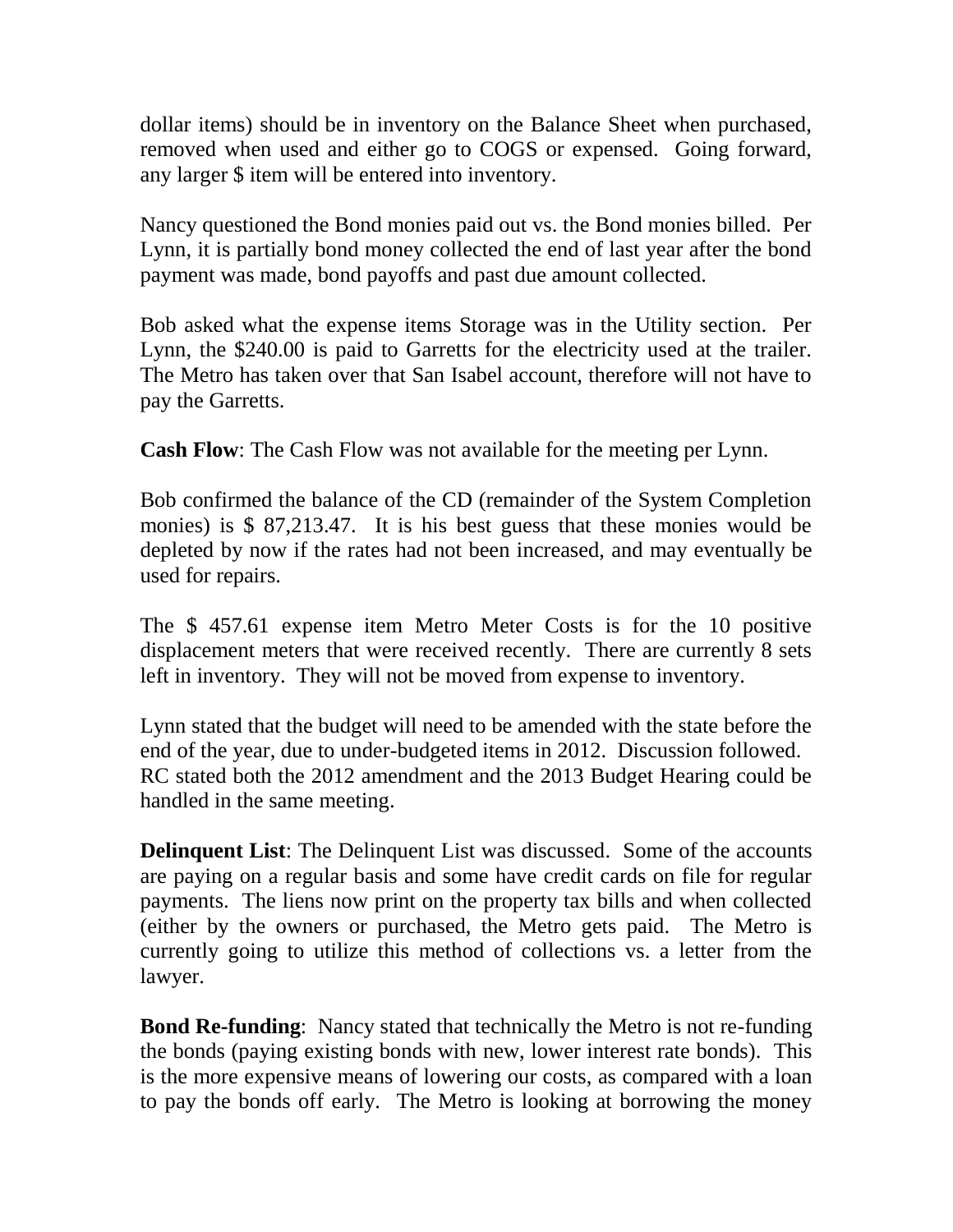dollar items) should be in inventory on the Balance Sheet when purchased, removed when used and either go to COGS or expensed. Going forward, any larger $ item will be entered into inventory.

Nancy questioned the Bond monies paid out vs. the Bond monies billed. Per Lynn, it is partially bond money collected the end of last year after the bond payment was made, bond payoffs and past due amount collected.

Bob asked what the expense items Storage was in the Utility section. Per Lynn, the $240.00 is paid to Garretts for the electricity used at the trailer. The Metro has taken over that San Isabel account, therefore will not have to pay the Garretts.

**Cash Flow**: The Cash Flow was not available for the meeting per Lynn.

Bob confirmed the balance of the CD (remainder of the System Completion monies) is $ 87,213.47. It is his best guess that these monies would be depleted by now if the rates had not been increased, and may eventually be used for repairs.

The $ 457.61 expense item Metro Meter Costs is for the 10 positive displacement meters that were received recently. There are currently 8 sets left in inventory. They will not be moved from expense to inventory.

Lynn stated that the budget will need to be amended with the state before the end of the year, due to under-budgeted items in 2012. Discussion followed. RC stated both the 2012 amendment and the 2013 Budget Hearing could be handled in the same meeting.

**Delinquent List**: The Delinquent List was discussed. Some of the accounts are paying on a regular basis and some have credit cards on file for regular payments. The liens now print on the property tax bills and when collected (either by the owners or purchased, the Metro gets paid. The Metro is currently going to utilize this method of collections vs. a letter from the lawyer.

**Bond Re-funding**: Nancy stated that technically the Metro is not re-funding the bonds (paying existing bonds with new, lower interest rate bonds). This is the more expensive means of lowering our costs, as compared with a loan to pay the bonds off early. The Metro is looking at borrowing the money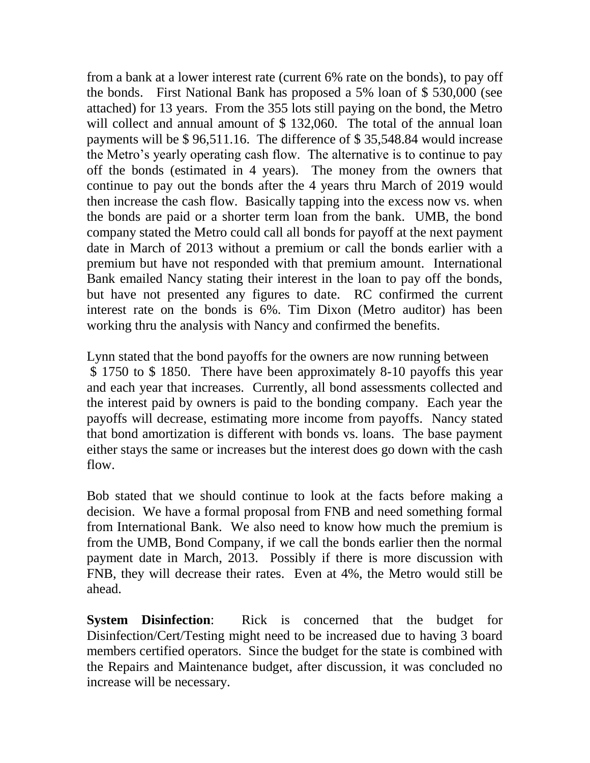from a bank at a lower interest rate (current 6% rate on the bonds), to pay off the bonds. First National Bank has proposed a 5% loan of $ 530,000 (see attached) for 13 years. From the 355 lots still paying on the bond, the Metro will collect and annual amount of $ 132,060. The total of the annual loan payments will be $ 96,511.16. The difference of $ 35,548.84 would increase the Metro's yearly operating cash flow. The alternative is to continue to pay off the bonds (estimated in 4 years). The money from the owners that continue to pay out the bonds after the 4 years thru March of 2019 would then increase the cash flow. Basically tapping into the excess now vs. when the bonds are paid or a shorter term loan from the bank. UMB, the bond company stated the Metro could call all bonds for payoff at the next payment date in March of 2013 without a premium or call the bonds earlier with a premium but have not responded with that premium amount. International Bank emailed Nancy stating their interest in the loan to pay off the bonds, but have not presented any figures to date. RC confirmed the current interest rate on the bonds is 6%. Tim Dixon (Metro auditor) has been working thru the analysis with Nancy and confirmed the benefits.

Lynn stated that the bond payoffs for the owners are now running between $ 1750 to $ 1850. There have been approximately 8-10 payoffs this year and each year that increases. Currently, all bond assessments collected and the interest paid by owners is paid to the bonding company. Each year the payoffs will decrease, estimating more income from payoffs. Nancy stated that bond amortization is different with bonds vs. loans. The base payment either stays the same or increases but the interest does go down with the cash flow.

Bob stated that we should continue to look at the facts before making a decision. We have a formal proposal from FNB and need something formal from International Bank. We also need to know how much the premium is from the UMB, Bond Company, if we call the bonds earlier then the normal payment date in March, 2013. Possibly if there is more discussion with FNB, they will decrease their rates. Even at 4%, the Metro would still be ahead.

**System Disinfection**: Rick is concerned that the budget for Disinfection/Cert/Testing might need to be increased due to having 3 board members certified operators. Since the budget for the state is combined with the Repairs and Maintenance budget, after discussion, it was concluded no increase will be necessary.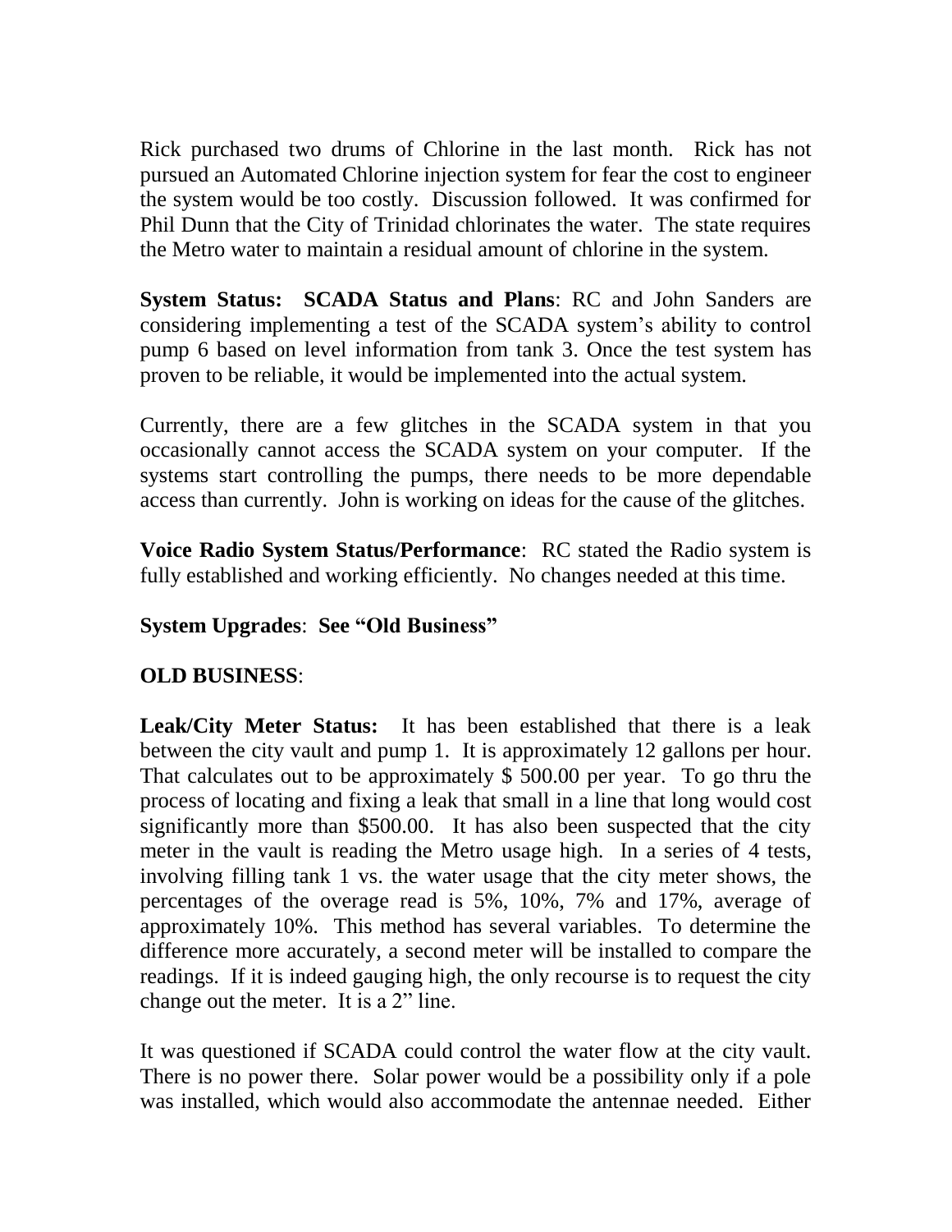Rick purchased two drums of Chlorine in the last month. Rick has not pursued an Automated Chlorine injection system for fear the cost to engineer the system would be too costly. Discussion followed. It was confirmed for Phil Dunn that the City of Trinidad chlorinates the water. The state requires the Metro water to maintain a residual amount of chlorine in the system.

**System Status: SCADA Status and Plans**: RC and John Sanders are considering implementing a test of the SCADA system's ability to control pump 6 based on level information from tank 3. Once the test system has proven to be reliable, it would be implemented into the actual system.

Currently, there are a few glitches in the SCADA system in that you occasionally cannot access the SCADA system on your computer. If the systems start controlling the pumps, there needs to be more dependable access than currently. John is working on ideas for the cause of the glitches.

**Voice Radio System Status/Performance**: RC stated the Radio system is fully established and working efficiently. No changes needed at this time.

**System Upgrades**: **See "Old Business"**

**OLD BUSINESS**:

**Leak/City Meter Status:** It has been established that there is a leak between the city vault and pump 1. It is approximately 12 gallons per hour. That calculates out to be approximately $ 500.00 per year. To go thru the process of locating and fixing a leak that small in a line that long would cost significantly more than $500.00. It has also been suspected that the city meter in the vault is reading the Metro usage high. In a series of 4 tests, involving filling tank 1 vs. the water usage that the city meter shows, the percentages of the overage read is 5%, 10%, 7% and 17%, average of approximately 10%. This method has several variables. To determine the difference more accurately, a second meter will be installed to compare the readings. If it is indeed gauging high, the only recourse is to request the city change out the meter. It is a 2" line.

It was questioned if SCADA could control the water flow at the city vault. There is no power there. Solar power would be a possibility only if a pole was installed, which would also accommodate the antennae needed. Either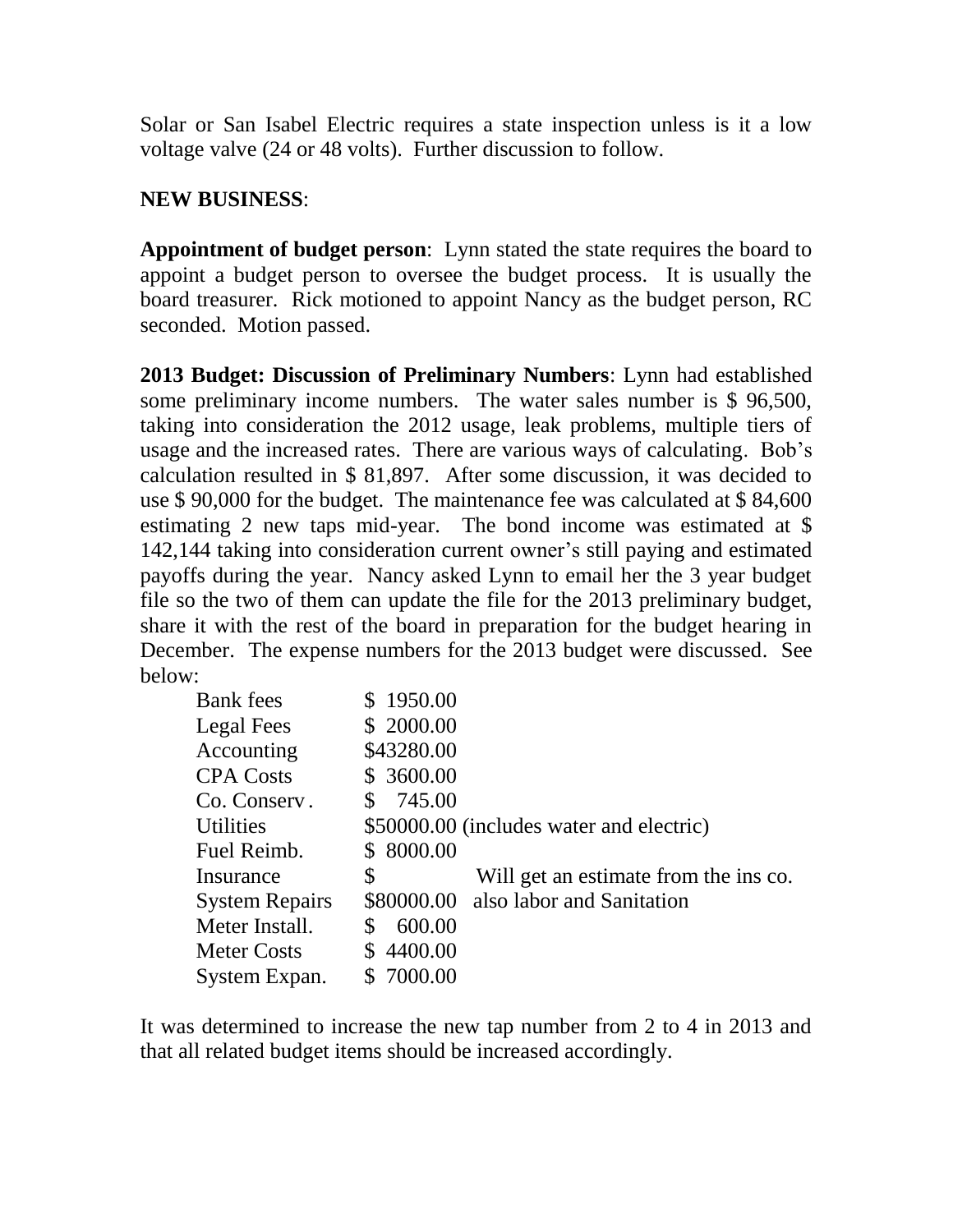Solar or San Isabel Electric requires a state inspection unless is it a low voltage valve (24 or 48 volts). Further discussion to follow.

**NEW BUSINESS**:

**Appointment of budget person**: Lynn stated the state requires the board to appoint a budget person to oversee the budget process. It is usually the board treasurer. Rick motioned to appoint Nancy as the budget person, RC seconded. Motion passed.

**2013 Budget: Discussion of Preliminary Numbers**: Lynn had established some preliminary income numbers. The water sales number is $ 96,500, taking into consideration the 2012 usage, leak problems, multiple tiers of usage and the increased rates. There are various ways of calculating. Bob's calculation resulted in $ 81,897. After some discussion, it was decided to use $ 90,000 for the budget. The maintenance fee was calculated at $ 84,600 estimating 2 new taps mid-year. The bond income was estimated at $ 142,144 taking into consideration current owner's still paying and estimated payoffs during the year. Nancy asked Lynn to email her the 3 year budget file so the two of them can update the file for the 2013 preliminary budget, share it with the rest of the board in preparation for the budget hearing in December. The expense numbers for the 2013 budget were discussed. See below:

| | | |
|---|---|---|
| Bank fees | $ 1950.00 | |
| Legal Fees | $ 2000.00 | |
| Accounting | $43280.00 | |
| CPA Costs | $ 3600.00 | |
| Co. Conserv. | $ 745.00 | |
| Utilities | $50000.00 | (includes water and electric) |
| Fuel Reimb. | $ 8000.00 | |
| Insurance | $ | Will get an estimate from the ins co. |
| System Repairs | $80000.00 | also labor and Sanitation |
| Meter Install. | $ 600.00 | |
| Meter Costs | $ 4400.00 | |
| System Expan. | $ 7000.00 | |

It was determined to increase the new tap number from 2 to 4 in 2013 and that all related budget items should be increased accordingly.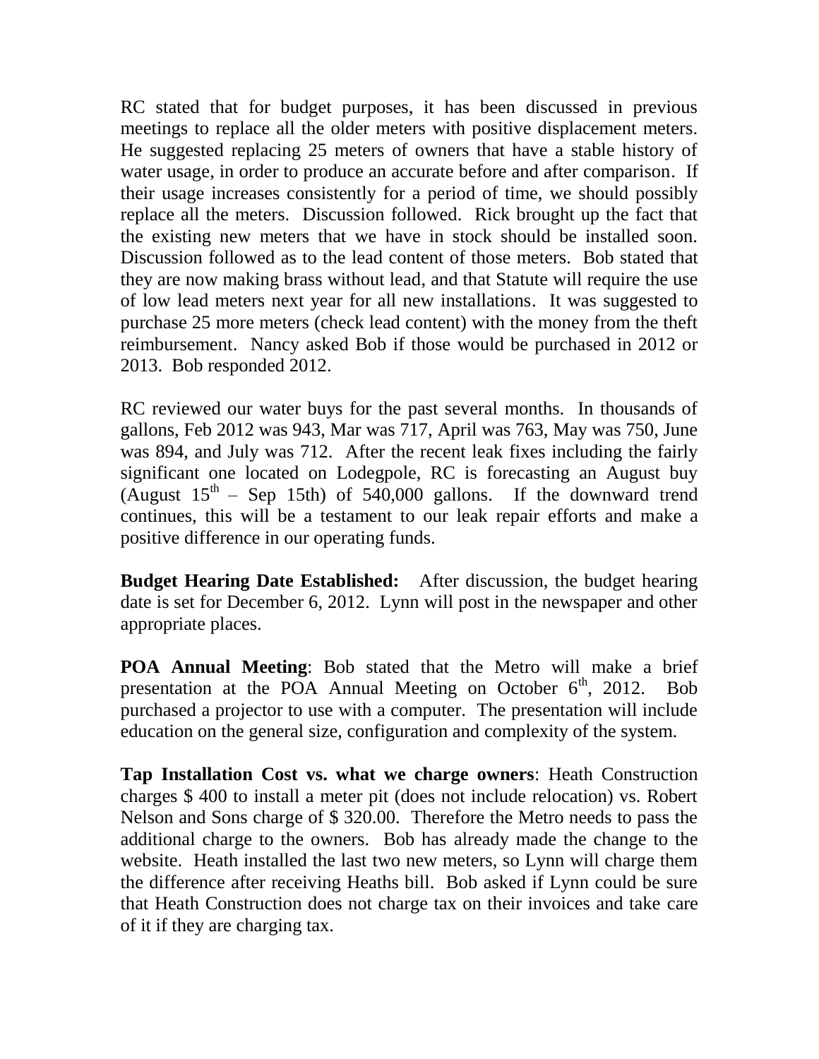RC stated that for budget purposes, it has been discussed in previous meetings to replace all the older meters with positive displacement meters. He suggested replacing 25 meters of owners that have a stable history of water usage, in order to produce an accurate before and after comparison. If their usage increases consistently for a period of time, we should possibly replace all the meters. Discussion followed. Rick brought up the fact that the existing new meters that we have in stock should be installed soon. Discussion followed as to the lead content of those meters. Bob stated that they are now making brass without lead, and that Statute will require the use of low lead meters next year for all new installations. It was suggested to purchase 25 more meters (check lead content) with the money from the theft reimbursement. Nancy asked Bob if those would be purchased in 2012 or 2013. Bob responded 2012.

RC reviewed our water buys for the past several months. In thousands of gallons, Feb 2012 was 943, Mar was 717, April was 763, May was 750, June was 894, and July was 712. After the recent leak fixes including the fairly significant one located on Lodegpole, RC is forecasting an August buy (August 15th – Sep 15th) of 540,000 gallons. If the downward trend continues, this will be a testament to our leak repair efforts and make a positive difference in our operating funds.

**Budget Hearing Date Established:** After discussion, the budget hearing date is set for December 6, 2012. Lynn will post in the newspaper and other appropriate places.

**POA Annual Meeting**: Bob stated that the Metro will make a brief presentation at the POA Annual Meeting on October 6th, 2012. Bob purchased a projector to use with a computer. The presentation will include education on the general size, configuration and complexity of the system.

**Tap Installation Cost vs. what we charge owners**: Heath Construction charges $ 400 to install a meter pit (does not include relocation) vs. Robert Nelson and Sons charge of $ 320.00. Therefore the Metro needs to pass the additional charge to the owners. Bob has already made the change to the website. Heath installed the last two new meters, so Lynn will charge them the difference after receiving Heaths bill. Bob asked if Lynn could be sure that Heath Construction does not charge tax on their invoices and take care of it if they are charging tax.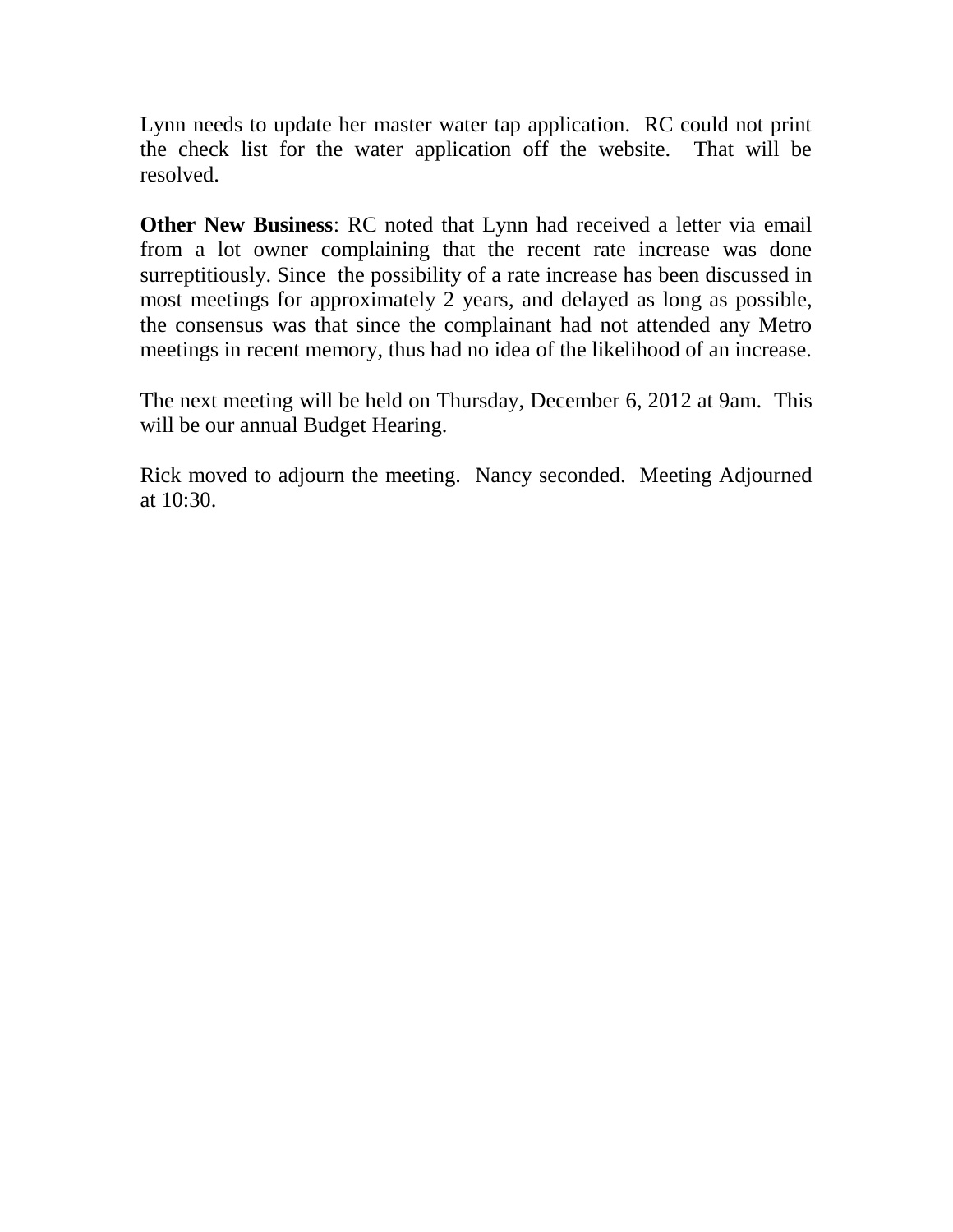Lynn needs to update her master water tap application. RC could not print the check list for the water application off the website. That will be resolved.

**Other New Business**: RC noted that Lynn had received a letter via email from a lot owner complaining that the recent rate increase was done surreptitiously. Since the possibility of a rate increase has been discussed in most meetings for approximately 2 years, and delayed as long as possible, the consensus was that since the complainant had not attended any Metro meetings in recent memory, thus had no idea of the likelihood of an increase.

The next meeting will be held on Thursday, December 6, 2012 at 9am. This will be our annual Budget Hearing.

Rick moved to adjourn the meeting. Nancy seconded. Meeting Adjourned at 10:30.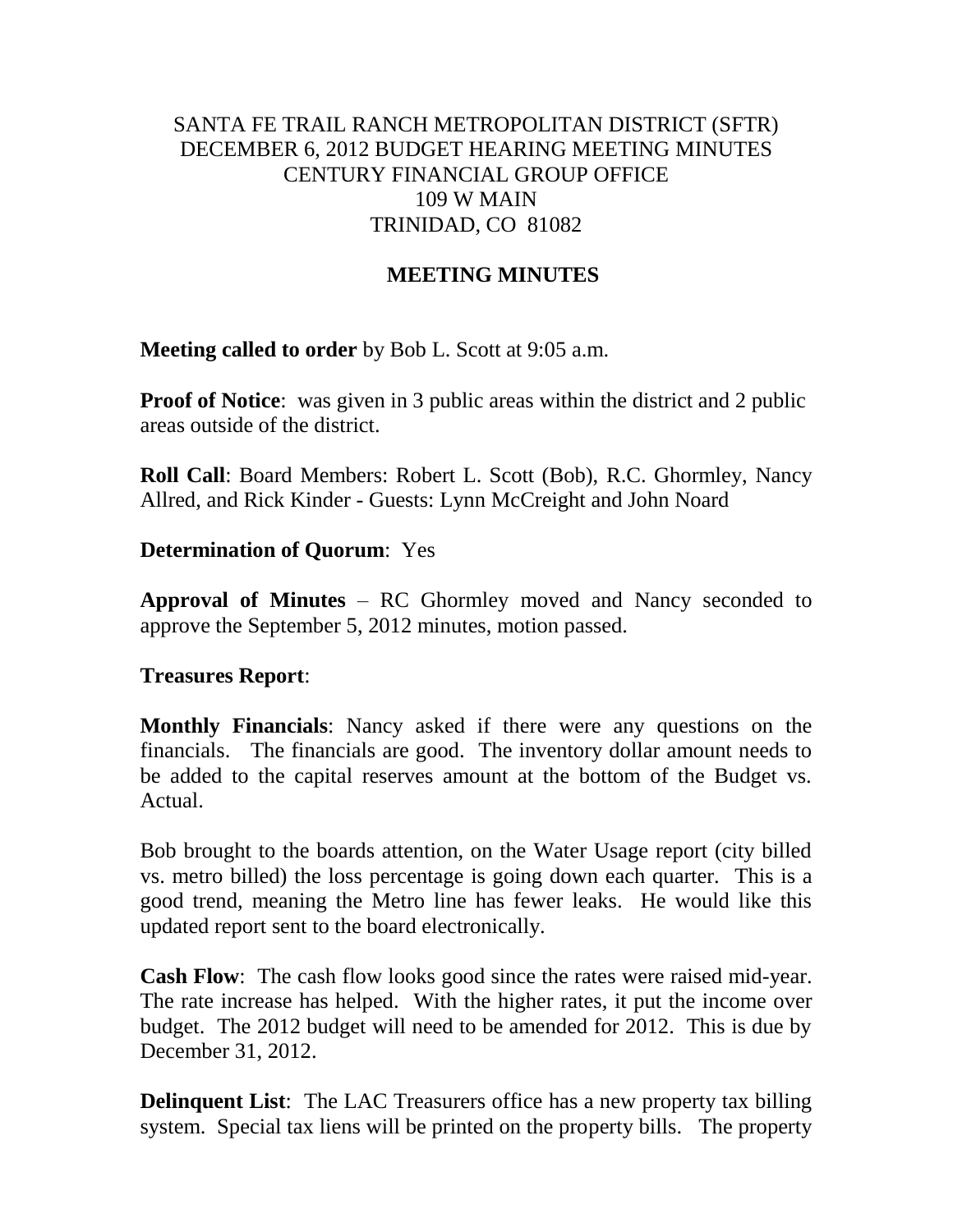# SANTA FE TRAIL RANCH METROPOLITAN DISTRICT (SFTR)
# DECEMBER 6, 2012 BUDGET HEARING MEETING MINUTES
# CENTURY FINANCIAL GROUP OFFICE
# 109 W MAIN
# TRINIDAD, CO 81082

## MEETING MINUTES

**Meeting called to order** by Bob L. Scott at 9:05 a.m.

**Proof of Notice**: was given in 3 public areas within the district and 2 public areas outside of the district.

**Roll Call**: Board Members: Robert L. Scott (Bob), R.C. Ghormley, Nancy Allred, and Rick Kinder - Guests: Lynn McCreight and John Noard

**Determination of Quorum**: Yes

**Approval of Minutes** – RC Ghormley moved and Nancy seconded to approve the September 5, 2012 minutes, motion passed.

**Treasures Report**:

**Monthly Financials**: Nancy asked if there were any questions on the financials. The financials are good. The inventory dollar amount needs to be added to the capital reserves amount at the bottom of the Budget vs. Actual.

Bob brought to the boards attention, on the Water Usage report (city billed vs. metro billed) the loss percentage is going down each quarter. This is a good trend, meaning the Metro line has fewer leaks. He would like this updated report sent to the board electronically.

**Cash Flow**: The cash flow looks good since the rates were raised mid-year. The rate increase has helped. With the higher rates, it put the income over budget. The 2012 budget will need to be amended for 2012. This is due by December 31, 2012.

**Delinquent List**: The LAC Treasurers office has a new property tax billing system. Special tax liens will be printed on the property bills. The property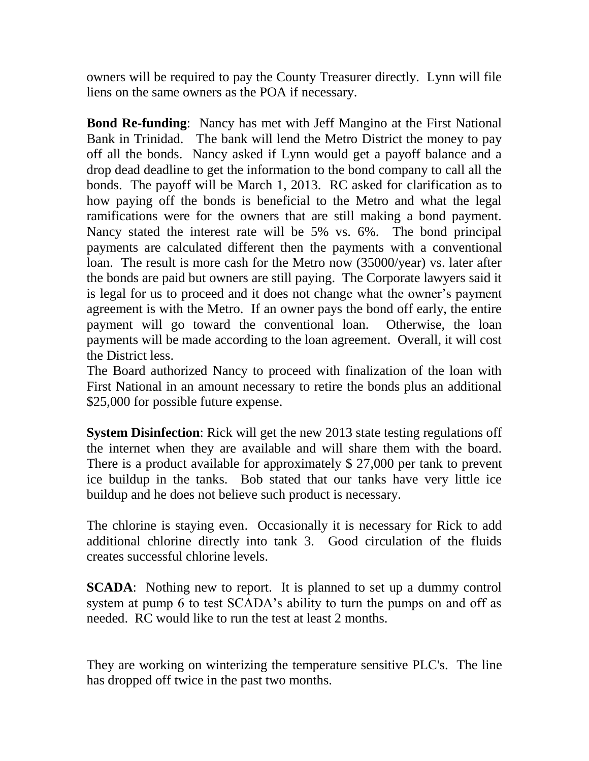owners will be required to pay the County Treasurer directly. Lynn will file liens on the same owners as the POA if necessary.

**Bond Re-funding**: Nancy has met with Jeff Mangino at the First National Bank in Trinidad. The bank will lend the Metro District the money to pay off all the bonds. Nancy asked if Lynn would get a payoff balance and a drop dead deadline to get the information to the bond company to call all the bonds. The payoff will be March 1, 2013. RC asked for clarification as to how paying off the bonds is beneficial to the Metro and what the legal ramifications were for the owners that are still making a bond payment. Nancy stated the interest rate will be 5% vs. 6%. The bond principal payments are calculated different then the payments with a conventional loan. The result is more cash for the Metro now (35000/year) vs. later after the bonds are paid but owners are still paying. The Corporate lawyers said it is legal for us to proceed and it does not change what the owner's payment agreement is with the Metro. If an owner pays the bond off early, the entire payment will go toward the conventional loan. Otherwise, the loan payments will be made according to the loan agreement. Overall, it will cost the District less.

The Board authorized Nancy to proceed with finalization of the loan with First National in an amount necessary to retire the bonds plus an additional $25,000 for possible future expense.

**System Disinfection**: Rick will get the new 2013 state testing regulations off the internet when they are available and will share them with the board. There is a product available for approximately $ 27,000 per tank to prevent ice buildup in the tanks. Bob stated that our tanks have very little ice buildup and he does not believe such product is necessary.

The chlorine is staying even. Occasionally it is necessary for Rick to add additional chlorine directly into tank 3. Good circulation of the fluids creates successful chlorine levels.

**SCADA**: Nothing new to report. It is planned to set up a dummy control system at pump 6 to test SCADA's ability to turn the pumps on and off as needed. RC would like to run the test at least 2 months.

They are working on winterizing the temperature sensitive PLC's. The line has dropped off twice in the past two months.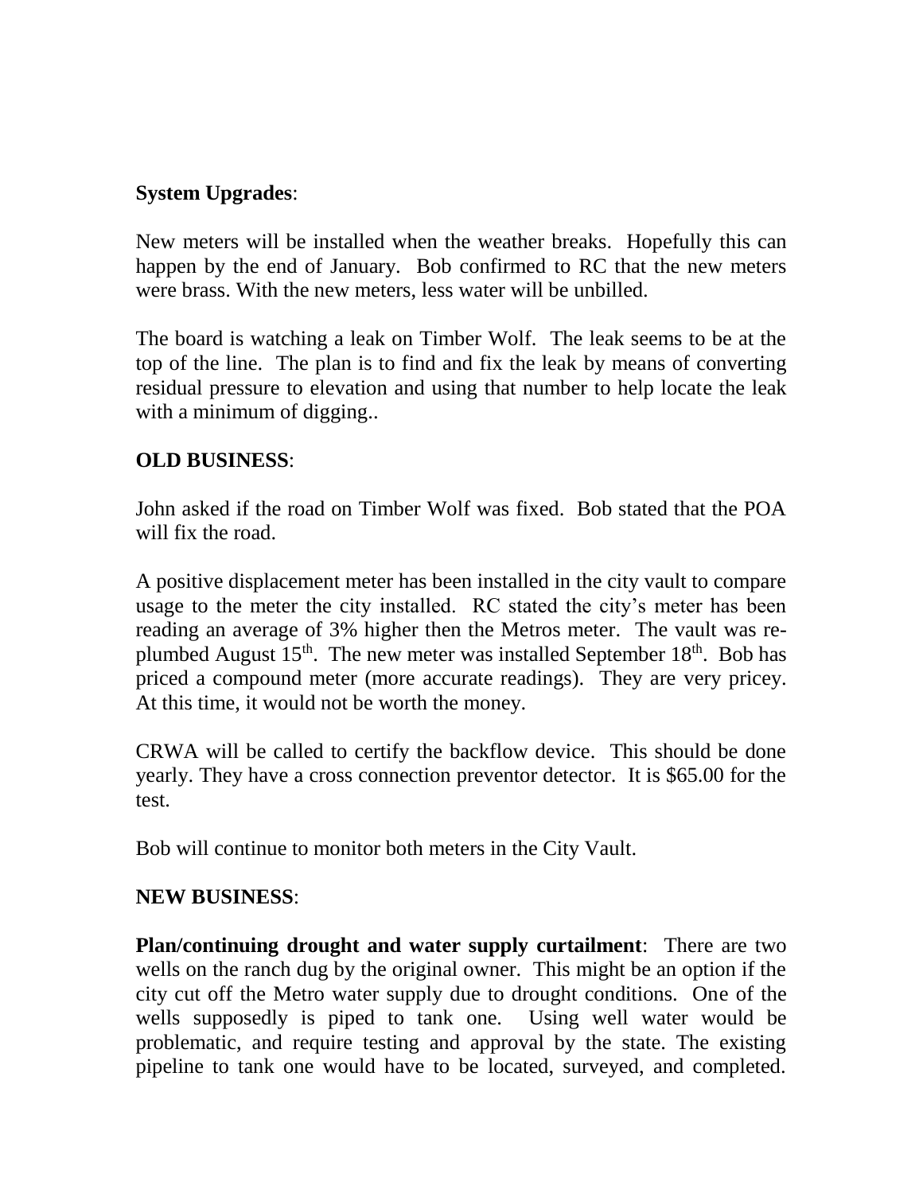**System Upgrades**:

New meters will be installed when the weather breaks. Hopefully this can happen by the end of January. Bob confirmed to RC that the new meters were brass. With the new meters, less water will be unbilled.

The board is watching a leak on Timber Wolf. The leak seems to be at the top of the line. The plan is to find and fix the leak by means of converting residual pressure to elevation and using that number to help locate the leak with a minimum of digging..

**OLD BUSINESS**:

John asked if the road on Timber Wolf was fixed. Bob stated that the POA will fix the road.

A positive displacement meter has been installed in the city vault to compare usage to the meter the city installed. RC stated the city's meter has been reading an average of 3% higher then the Metros meter. The vault was re-plumbed August 15th. The new meter was installed September 18th. Bob has priced a compound meter (more accurate readings). They are very pricey. At this time, it would not be worth the money.

CRWA will be called to certify the backflow device. This should be done yearly. They have a cross connection preventor detector. It is $65.00 for the test.

Bob will continue to monitor both meters in the City Vault.

**NEW BUSINESS**:

**Plan/continuing drought and water supply curtailment**: There are two wells on the ranch dug by the original owner. This might be an option if the city cut off the Metro water supply due to drought conditions. One of the wells supposedly is piped to tank one. Using well water would be problematic, and require testing and approval by the state. The existing pipeline to tank one would have to be located, surveyed, and completed.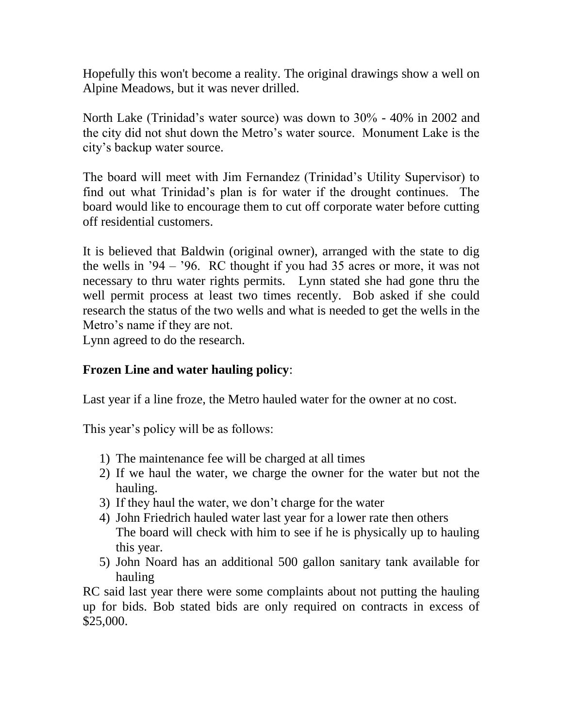Hopefully this won't become a reality. The original drawings show a well on Alpine Meadows, but it was never drilled.

North Lake (Trinidad's water source) was down to 30% - 40% in 2002 and the city did not shut down the Metro's water source. Monument Lake is the city's backup water source.

The board will meet with Jim Fernandez (Trinidad's Utility Supervisor) to find out what Trinidad's plan is for water if the drought continues. The board would like to encourage them to cut off corporate water before cutting off residential customers.

It is believed that Baldwin (original owner), arranged with the state to dig the wells in '94 – '96. RC thought if you had 35 acres or more, it was not necessary to thru water rights permits. Lynn stated she had gone thru the well permit process at least two times recently. Bob asked if she could research the status of the two wells and what is needed to get the wells in the Metro's name if they are not.
Lynn agreed to do the research.

**Frozen Line and water hauling policy**:

Last year if a line froze, the Metro hauled water for the owner at no cost.

This year's policy will be as follows:

1) The maintenance fee will be charged at all times
2) If we haul the water, we charge the owner for the water but not the hauling.
3) If they haul the water, we don't charge for the water
4) John Friedrich hauled water last year for a lower rate then others
   The board will check with him to see if he is physically up to hauling this year.
5) John Noard has an additional 500 gallon sanitary tank available for hauling

RC said last year there were some complaints about not putting the hauling up for bids. Bob stated bids are only required on contracts in excess of $25,000.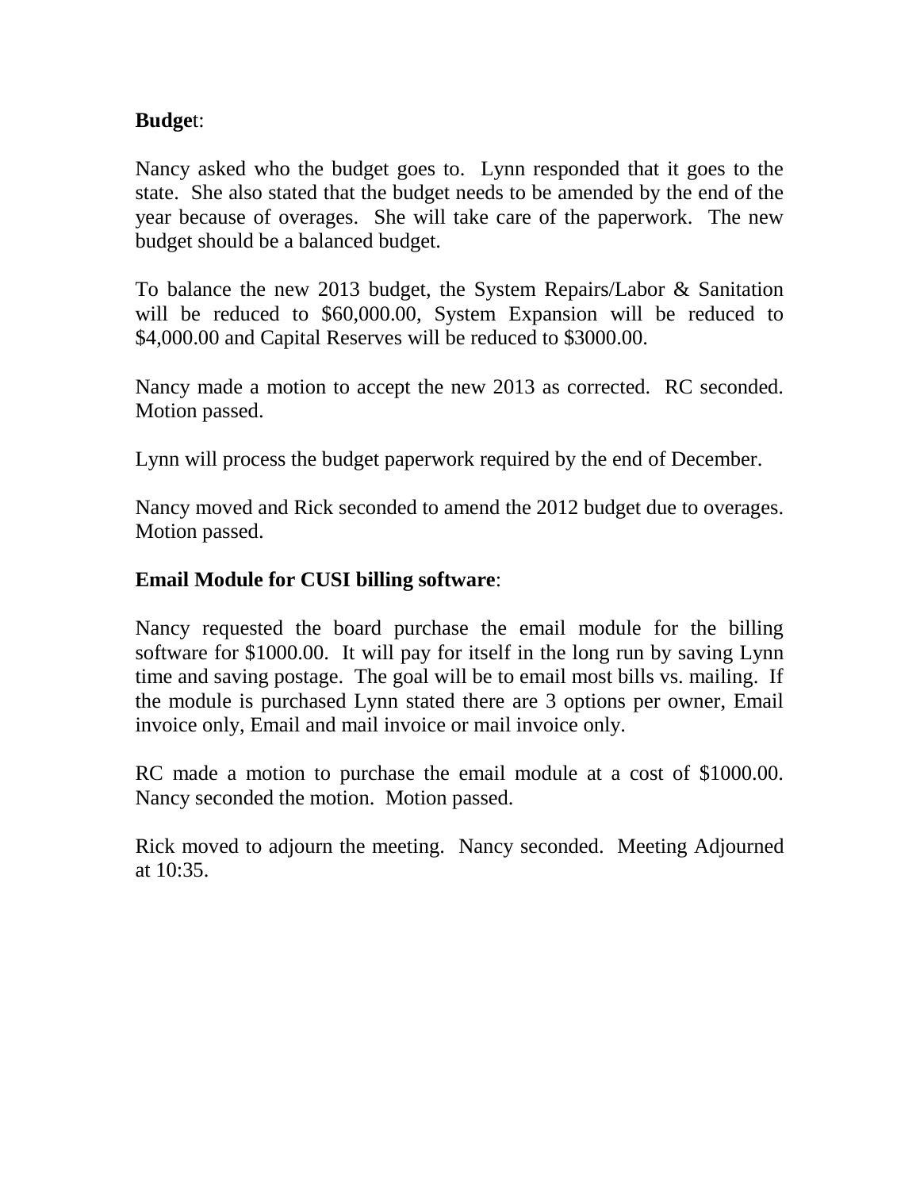**Budget**:

Nancy asked who the budget goes to. Lynn responded that it goes to the state. She also stated that the budget needs to be amended by the end of the year because of overages. She will take care of the paperwork. The new budget should be a balanced budget.

To balance the new 2013 budget, the System Repairs/Labor & Sanitation will be reduced to $60,000.00, System Expansion will be reduced to $4,000.00 and Capital Reserves will be reduced to $3000.00.

Nancy made a motion to accept the new 2013 as corrected. RC seconded. Motion passed.

Lynn will process the budget paperwork required by the end of December.

Nancy moved and Rick seconded to amend the 2012 budget due to overages. Motion passed.

**Email Module for CUSI billing software**:

Nancy requested the board purchase the email module for the billing software for $1000.00. It will pay for itself in the long run by saving Lynn time and saving postage. The goal will be to email most bills vs. mailing. If the module is purchased Lynn stated there are 3 options per owner, Email invoice only, Email and mail invoice or mail invoice only.

RC made a motion to purchase the email module at a cost of $1000.00. Nancy seconded the motion. Motion passed.

Rick moved to adjourn the meeting. Nancy seconded. Meeting Adjourned at 10:35.